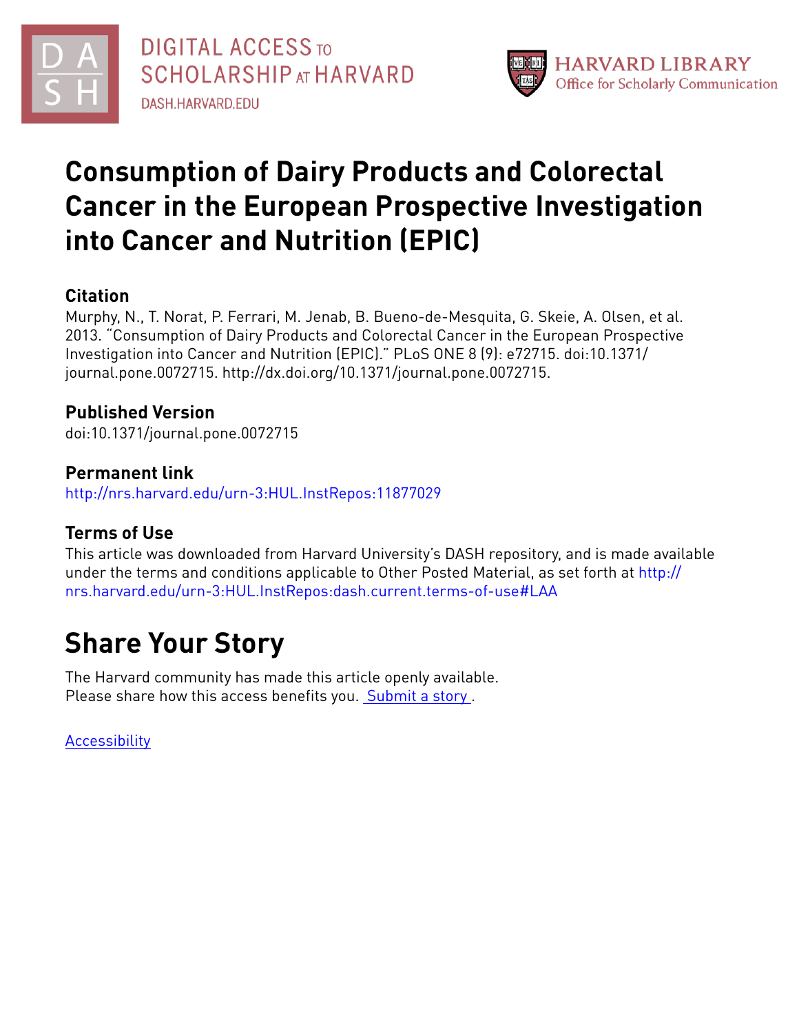# Consumption of Dairy Products and Colorectal Cancer in the European Prospective Investigation into Cancer and Nutrition (EPIC)

## Citation

Murphy, N., T. Norat, P. Ferrari, M. Jenab, B. Bueno-de-Mesquita, G. Skeie, A. Olsen, et al. 2013. "Consumption of Dairy Products and Colorectal Cancer in the European Prospective Investigation into Cancer and Nutrition (EPIC)." PLoS ONE 8 (9): e72715. doi:10.1371/journal.pone.0072715. http://dx.doi.org/10.1371/journal.pone.0072715.

## Published Version

doi:10.1371/journal.pone.0072715

## Permanent link

http://nrs.harvard.edu/urn-3:HUL.InstRepos:11877029

## Terms of Use

This article was downloaded from Harvard University's DASH repository, and is made available under the terms and conditions applicable to Other Posted Material, as set forth at http://nrs.harvard.edu/urn-3:HUL.InstRepos:dash.current.terms-of-use#LAA

# Share Your Story

The Harvard community has made this article openly available.
Please share how this access benefits you. Submit a story .

Accessibility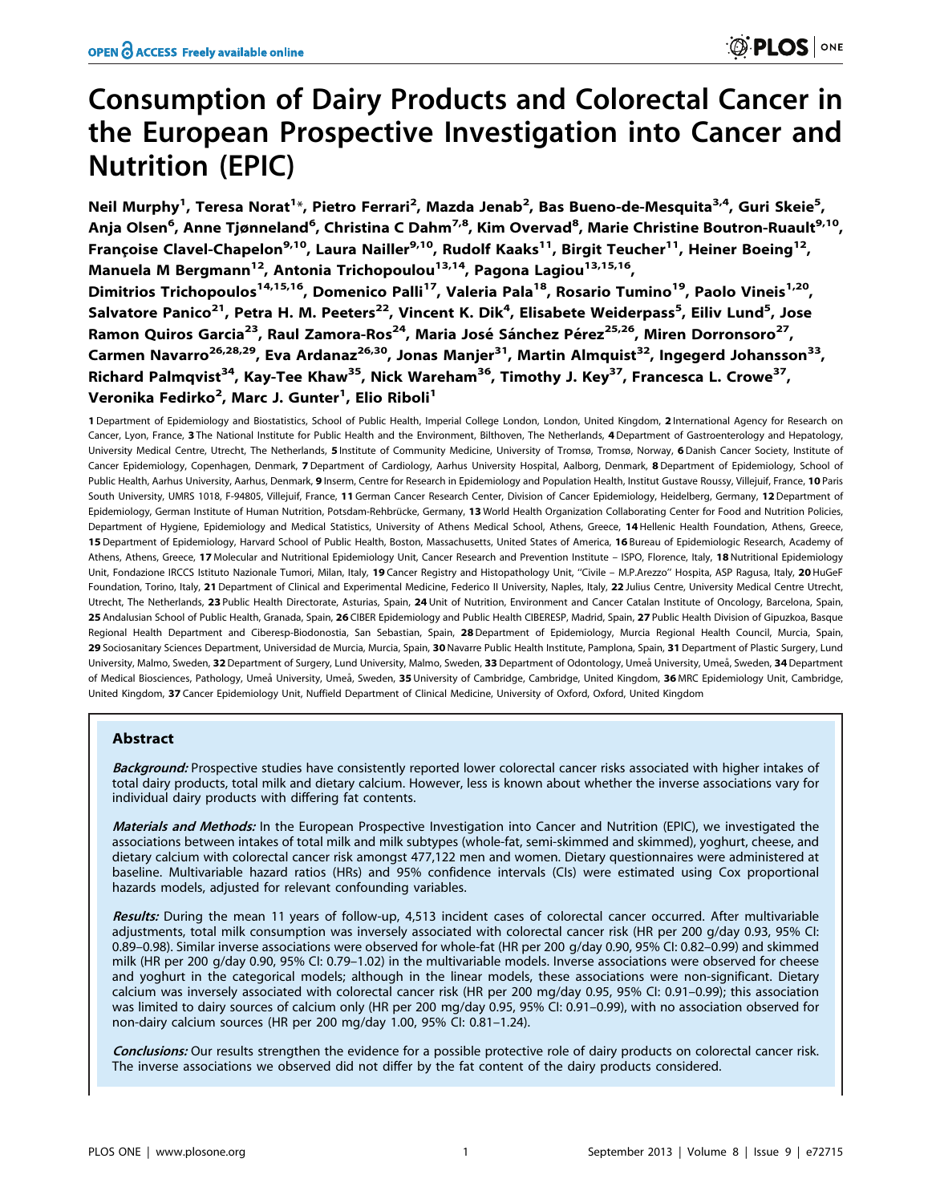# Consumption of Dairy Products and Colorectal Cancer in the European Prospective Investigation into Cancer and Nutrition (EPIC)

**Neil Murphy[1], Teresa Norat[1]*, Pietro Ferrari[2], Mazda Jenab[2], Bas Bueno-de-Mesquita[3,4], Guri Skeie[5], Anja Olsen[6], Anne Tjønneland[6], Christina C Dahm[7,8], Kim Overvad[8], Marie Christine Boutron-Ruault[9,10], Françoise Clavel-Chapelon[9,10], Laura Nailler[9,10], Rudolf Kaaks[11], Birgit Teucher[11], Heiner Boeing[12], Manuela M Bergmann[12], Antonia Trichopoulou[13,14], Pagona Lagiou[13,15,16], Dimitrios Trichopoulos[14,15,16], Domenico Palli[17], Valeria Pala[18], Rosario Tumino[19], Paolo Vineis[1,20], Salvatore Panico[21], Petra H. M. Peeters[22], Vincent K. Dik[4], Elisabete Weiderpass[5], Eiliv Lund[5], Jose Ramon Quiros Garcia[23], Raul Zamora-Ros[24], Maria José Sánchez Pérez[25,26], Miren Dorronsoro[27], Carmen Navarro[26,28,29], Eva Ardanaz[26,30], Jonas Manjer[31], Martin Almquist[32], Ingegerd Johansson[33], Richard Palmqvist[34], Kay-Tee Khaw[35], Nick Wareham[36], Timothy J. Key[37], Francesca L. Crowe[37], Veronika Fedirko[2], Marc J. Gunter[1], Elio Riboli[1]**

**1** Department of Epidemiology and Biostatistics, School of Public Health, Imperial College London, London, United Kingdom, **2** International Agency for Research on Cancer, Lyon, France, **3** The National Institute for Public Health and the Environment, Bilthoven, The Netherlands, **4** Department of Gastroenterology and Hepatology, University Medical Centre, Utrecht, The Netherlands, **5** Institute of Community Medicine, University of Tromsø, Tromsø, Norway, **6** Danish Cancer Society, Institute of Cancer Epidemiology, Copenhagen, Denmark, **7** Department of Cardiology, Aarhus University Hospital, Aalborg, Denmark, **8** Department of Epidemiology, School of Public Health, Aarhus University, Aarhus, Denmark, **9** Inserm, Centre for Research in Epidemiology and Population Health, Institut Gustave Roussy, Villejuif, France, **10** Paris South University, UMRS 1018, F-94805, Villejuif, France, **11** German Cancer Research Center, Division of Cancer Epidemiology, Heidelberg, Germany, **12** Department of Epidemiology, German Institute of Human Nutrition, Potsdam-Rehbrücke, Germany, **13** World Health Organization Collaborating Center for Food and Nutrition Policies, Department of Hygiene, Epidemiology and Medical Statistics, University of Athens Medical School, Athens, Greece, **14** Hellenic Health Foundation, Athens, Greece, **15** Department of Epidemiology, Harvard School of Public Health, Boston, Massachusetts, United States of America, **16** Bureau of Epidemiologic Research, Academy of Athens, Athens, Greece, **17** Molecular and Nutritional Epidemiology Unit, Cancer Research and Prevention Institute – ISPO, Florence, Italy, **18** Nutritional Epidemiology Unit, Fondazione IRCCS Istituto Nazionale Tumori, Milan, Italy, **19** Cancer Registry and Histopathology Unit, ''Civile – M.P.Arezzo'' Hospita, ASP Ragusa, Italy, **20** HuGeF Foundation, Torino, Italy, **21** Department of Clinical and Experimental Medicine, Federico II University, Naples, Italy, **22** Julius Centre, University Medical Centre Utrecht, Utrecht, The Netherlands, **23** Public Health Directorate, Asturias, Spain, **24** Unit of Nutrition, Environment and Cancer Catalan Institute of Oncology, Barcelona, Spain, **25** Andalusian School of Public Health, Granada, Spain, **26** CIBER Epidemiology and Public Health CIBERESP, Madrid, Spain, **27** Public Health Division of Gipuzkoa, Basque Regional Health Department and Ciberesp-Biodonostia, San Sebastian, Spain, **28** Department of Epidemiology, Murcia Regional Health Council, Murcia, Spain, **29** Sociosanitary Sciences Department, Universidad de Murcia, Murcia, Spain, **30** Navarre Public Health Institute, Pamplona, Spain, **31** Department of Plastic Surgery, Lund University, Malmo, Sweden, **32** Department of Surgery, Lund University, Malmo, Sweden, **33** Department of Odontology, Umeå University, Umeå, Sweden, **34** Department of Medical Biosciences, Pathology, Umeå University, Umeå, Sweden, **35** University of Cambridge, Cambridge, United Kingdom, **36** MRC Epidemiology Unit, Cambridge, United Kingdom, **37** Cancer Epidemiology Unit, Nuffield Department of Clinical Medicine, University of Oxford, Oxford, United Kingdom

## Abstract

***Background:*** Prospective studies have consistently reported lower colorectal cancer risks associated with higher intakes of total dairy products, total milk and dietary calcium. However, less is known about whether the inverse associations vary for individual dairy products with differing fat contents.

***Materials and Methods:*** In the European Prospective Investigation into Cancer and Nutrition (EPIC), we investigated the associations between intakes of total milk and milk subtypes (whole-fat, semi-skimmed and skimmed), yoghurt, cheese, and dietary calcium with colorectal cancer risk amongst 477,122 men and women. Dietary questionnaires were administered at baseline. Multivariable hazard ratios (HRs) and 95% confidence intervals (CIs) were estimated using Cox proportional hazards models, adjusted for relevant confounding variables.

***Results:*** During the mean 11 years of follow-up, 4,513 incident cases of colorectal cancer occurred. After multivariable adjustments, total milk consumption was inversely associated with colorectal cancer risk (HR per 200 g/day 0.93, 95% CI: 0.89–0.98). Similar inverse associations were observed for whole-fat (HR per 200 g/day 0.90, 95% CI: 0.82–0.99) and skimmed milk (HR per 200 g/day 0.90, 95% CI: 0.79–1.02) in the multivariable models. Inverse associations were observed for cheese and yoghurt in the categorical models; although in the linear models, these associations were non-significant. Dietary calcium was inversely associated with colorectal cancer risk (HR per 200 mg/day 0.95, 95% CI: 0.91–0.99); this association was limited to dairy sources of calcium only (HR per 200 mg/day 0.95, 95% CI: 0.91–0.99), with no association observed for non-dairy calcium sources (HR per 200 mg/day 1.00, 95% CI: 0.81–1.24).

***Conclusions:*** Our results strengthen the evidence for a possible protective role of dairy products on colorectal cancer risk. The inverse associations we observed did not differ by the fat content of the dairy products considered.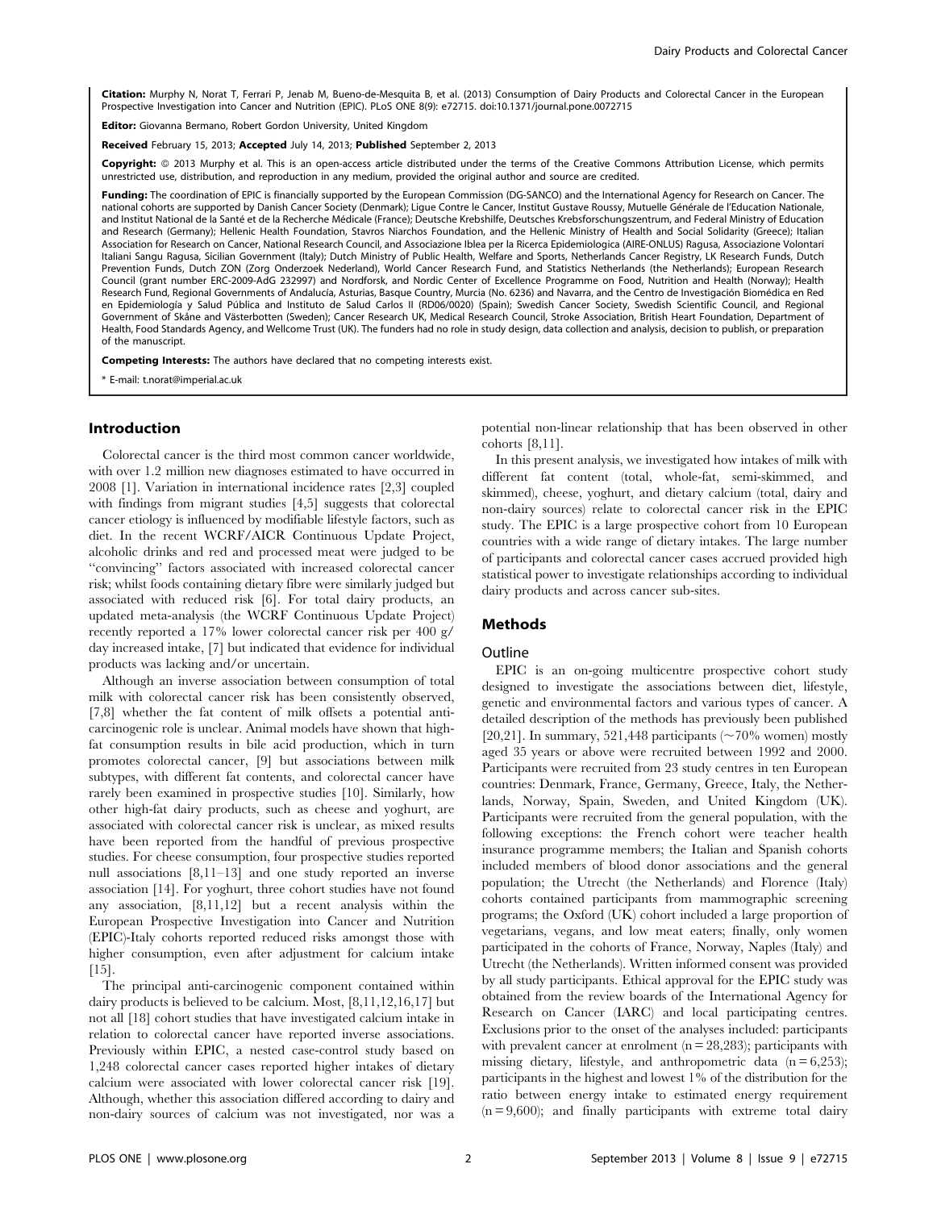**Citation:** Murphy N, Norat T, Ferrari P, Jenab M, Bueno-de-Mesquita B, et al. (2013) Consumption of Dairy Products and Colorectal Cancer in the European Prospective Investigation into Cancer and Nutrition (EPIC). PLoS ONE 8(9): e72715. doi:10.1371/journal.pone.0072715

**Editor:** Giovanna Bermano, Robert Gordon University, United Kingdom

**Received** February 15, 2013; **Accepted** July 14, 2013; **Published** September 2, 2013

**Copyright:** © 2013 Murphy et al. This is an open-access article distributed under the terms of the Creative Commons Attribution License, which permits unrestricted use, distribution, and reproduction in any medium, provided the original author and source are credited.

**Funding:** The coordination of EPIC is financially supported by the European Commission (DG-SANCO) and the International Agency for Research on Cancer. The national cohorts are supported by Danish Cancer Society (Denmark); Ligue Contre le Cancer, Institut Gustave Roussy, Mutuelle Générale de l'Education Nationale, and Institut National de la Santé et de la Recherche Médicale (France); Deutsche Krebshilfe, Deutsches Krebsforschungszentrum, and Federal Ministry of Education and Research (Germany); Hellenic Health Foundation, Stavros Niarchos Foundation, and the Hellenic Ministry of Health and Social Solidarity (Greece); Italian Association for Research on Cancer, National Research Council, and Associazione Iblea per la Ricerca Epidemiologica (AIRE-ONLUS) Ragusa, Associazione Volontari Italiani Sangu Ragusa, Sicilian Government (Italy); Dutch Ministry of Public Health, Welfare and Sports, Netherlands Cancer Registry, LK Research Funds, Dutch Prevention Funds, Dutch ZON (Zorg Onderzoek Nederland), World Cancer Research Fund, and Statistics Netherlands (the Netherlands); European Research Council (grant number ERC-2009-AdG 232997) and Nordforsk, and Nordic Center of Excellence Programme on Food, Nutrition and Health (Norway); Health Research Fund, Regional Governments of Andalucía, Asturias, Basque Country, Murcia (No. 6236) and Navarra, and the Centro de Investigación Biomédica en Red en Epidemiología y Salud Pública and Instituto de Salud Carlos II (RD06/0020) (Spain); Swedish Cancer Society, Swedish Scientific Council, and Regional Government of Skåne and Västerbotten (Sweden); Cancer Research UK, Medical Research Council, Stroke Association, British Heart Foundation, Department of Health, Food Standards Agency, and Wellcome Trust (UK). The funders had no role in study design, data collection and analysis, decision to publish, or preparation of the manuscript.

**Competing Interests:** The authors have declared that no competing interests exist.

* E-mail: t.norat@imperial.ac.uk

## Introduction

Colorectal cancer is the third most common cancer worldwide, with over 1.2 million new diagnoses estimated to have occurred in 2008 [1]. Variation in international incidence rates [2,3] coupled with findings from migrant studies [4,5] suggests that colorectal cancer etiology is influenced by modifiable lifestyle factors, such as diet. In the recent WCRF/AICR Continuous Update Project, alcoholic drinks and red and processed meat were judged to be "convincing" factors associated with increased colorectal cancer risk; whilst foods containing dietary fibre were similarly judged but associated with reduced risk [6]. For total dairy products, an updated meta-analysis (the WCRF Continuous Update Project) recently reported a 17% lower colorectal cancer risk per 400 g/day increased intake, [7] but indicated that evidence for individual products was lacking and/or uncertain.

Although an inverse association between consumption of total milk with colorectal cancer risk has been consistently observed, [7,8] whether the fat content of milk offsets a potential anti-carcinogenic role is unclear. Animal models have shown that high-fat consumption results in bile acid production, which in turn promotes colorectal cancer, [9] but associations between milk subtypes, with different fat contents, and colorectal cancer have rarely been examined in prospective studies [10]. Similarly, how other high-fat dairy products, such as cheese and yoghurt, are associated with colorectal cancer risk is unclear, as mixed results have been reported from the handful of previous prospective studies. For cheese consumption, four prospective studies reported null associations [8,11–13] and one study reported an inverse association [14]. For yoghurt, three cohort studies have not found any association, [8,11,12] but a recent analysis within the European Prospective Investigation into Cancer and Nutrition (EPIC)-Italy cohorts reported reduced risks amongst those with higher consumption, even after adjustment for calcium intake [15].

The principal anti-carcinogenic component contained within dairy products is believed to be calcium. Most, [8,11,12,16,17] but not all [18] cohort studies that have investigated calcium intake in relation to colorectal cancer have reported inverse associations. Previously within EPIC, a nested case-control study based on 1,248 colorectal cancer cases reported higher intakes of dietary calcium were associated with lower colorectal cancer risk [19]. Although, whether this association differed according to dairy and non-dairy sources of calcium was not investigated, nor was a potential non-linear relationship that has been observed in other cohorts [8,11].

In this present analysis, we investigated how intakes of milk with different fat content (total, whole-fat, semi-skimmed, and skimmed), cheese, yoghurt, and dietary calcium (total, dairy and non-dairy sources) relate to colorectal cancer risk in the EPIC study. The EPIC is a large prospective cohort from 10 European countries with a wide range of dietary intakes. The large number of participants and colorectal cancer cases accrued provided high statistical power to investigate relationships according to individual dairy products and across cancer sub-sites.

## Methods

### Outline

EPIC is an on-going multicentre prospective cohort study designed to investigate the associations between diet, lifestyle, genetic and environmental factors and various types of cancer. A detailed description of the methods has previously been published [20,21]. In summary, 521,448 participants (~70% women) mostly aged 35 years or above were recruited between 1992 and 2000. Participants were recruited from 23 study centres in ten European countries: Denmark, France, Germany, Greece, Italy, the Netherlands, Norway, Spain, Sweden, and United Kingdom (UK). Participants were recruited from the general population, with the following exceptions: the French cohort were teacher health insurance programme members; the Italian and Spanish cohorts included members of blood donor associations and the general population; the Utrecht (the Netherlands) and Florence (Italy) cohorts contained participants from mammographic screening programs; the Oxford (UK) cohort included a large proportion of vegetarians, vegans, and low meat eaters; finally, only women participated in the cohorts of France, Norway, Naples (Italy) and Utrecht (the Netherlands). Written informed consent was provided by all study participants. Ethical approval for the EPIC study was obtained from the review boards of the International Agency for Research on Cancer (IARC) and local participating centres. Exclusions prior to the onset of the analyses included: participants with prevalent cancer at enrolment (n = 28,283); participants with missing dietary, lifestyle, and anthropometric data (n = 6,253); participants in the highest and lowest 1% of the distribution for the ratio between energy intake to estimated energy requirement (n = 9,600); and finally participants with extreme total dairy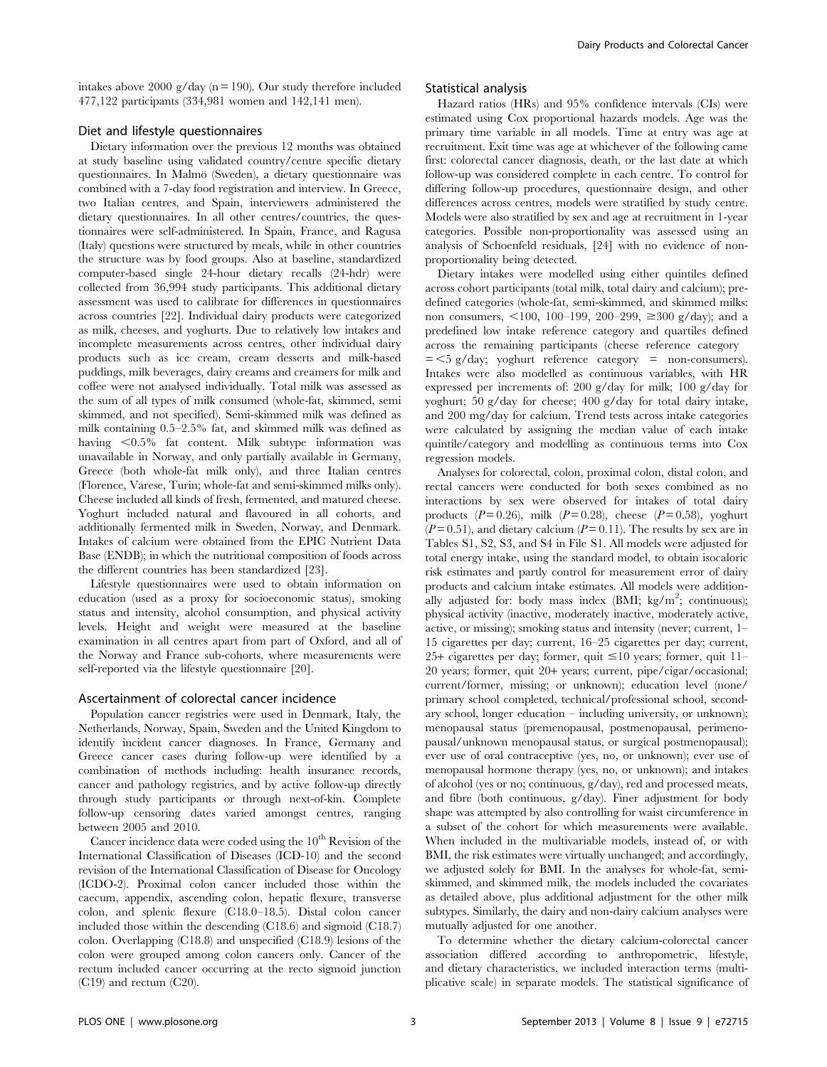intakes above 2000 g/day (n = 190). Our study therefore included 477,122 participants (334,981 women and 142,141 men).

### Diet and lifestyle questionnaires

Dietary information over the previous 12 months was obtained at study baseline using validated country/centre specific dietary questionnaires. In Malmö (Sweden), a dietary questionnaire was combined with a 7-day food registration and interview. In Greece, two Italian centres, and Spain, interviewers administered the dietary questionnaires. In all other centres/countries, the questionnaires were self-administered. In Spain, France, and Ragusa (Italy) questions were structured by meals, while in other countries the structure was by food groups. Also at baseline, standardized computer-based single 24-hour dietary recalls (24-hdr) were collected from 36,994 study participants. This additional dietary assessment was used to calibrate for differences in questionnaires across countries [22]. Individual dairy products were categorized as milk, cheeses, and yoghurts. Due to relatively low intakes and incomplete measurements across centres, other individual dairy products such as ice cream, cream desserts and milk-based puddings, milk beverages, dairy creams and creamers for milk and coffee were not analysed individually. Total milk was assessed as the sum of all types of milk consumed (whole-fat, skimmed, semi skimmed, and not specified). Semi-skimmed milk was defined as milk containing 0.5–2.5% fat, and skimmed milk was defined as having <0.5% fat content. Milk subtype information was unavailable in Norway, and only partially available in Germany, Greece (both whole-fat milk only), and three Italian centres (Florence, Varese, Turin; whole-fat and semi-skimmed milks only). Cheese included all kinds of fresh, fermented, and matured cheese. Yoghurt included natural and flavoured in all cohorts, and additionally fermented milk in Sweden, Norway, and Denmark. Intakes of calcium were obtained from the EPIC Nutrient Data Base (ENDB); in which the nutritional composition of foods across the different countries has been standardized [23].

Lifestyle questionnaires were used to obtain information on education (used as a proxy for socioeconomic status), smoking status and intensity, alcohol consumption, and physical activity levels. Height and weight were measured at the baseline examination in all centres apart from part of Oxford, and all of the Norway and France sub-cohorts, where measurements were self-reported via the lifestyle questionnaire [20].

### Ascertainment of colorectal cancer incidence

Population cancer registries were used in Denmark, Italy, the Netherlands, Norway, Spain, Sweden and the United Kingdom to identify incident cancer diagnoses. In France, Germany and Greece cancer cases during follow-up were identified by a combination of methods including: health insurance records, cancer and pathology registries, and by active follow-up directly through study participants or through next-of-kin. Complete follow-up censoring dates varied amongst centres, ranging between 2005 and 2010.

Cancer incidence data were coded using the 10th Revision of the International Classification of Diseases (ICD-10) and the second revision of the International Classification of Disease for Oncology (ICDO-2). Proximal colon cancer included those within the caecum, appendix, ascending colon, hepatic flexure, transverse colon, and splenic flexure (C18.0–18.5). Distal colon cancer included those within the descending (C18.6) and sigmoid (C18.7) colon. Overlapping (C18.8) and unspecified (C18.9) lesions of the colon were grouped among colon cancers only. Cancer of the rectum included cancer occurring at the recto sigmoid junction (C19) and rectum (C20).

### Statistical analysis

Hazard ratios (HRs) and 95% confidence intervals (CIs) were estimated using Cox proportional hazards models. Age was the primary time variable in all models. Time at entry was age at recruitment. Exit time was age at whichever of the following came first: colorectal cancer diagnosis, death, or the last date at which follow-up was considered complete in each centre. To control for differing follow-up procedures, questionnaire design, and other differences across centres, models were stratified by study centre. Models were also stratified by sex and age at recruitment in 1-year categories. Possible non-proportionality was assessed using an analysis of Schoenfeld residuals, [24] with no evidence of non-proportionality being detected.

Dietary intakes were modelled using either quintiles defined across cohort participants (total milk, total dairy and calcium); pre-defined categories (whole-fat, semi-skimmed, and skimmed milks: non consumers, <100, 100–199, 200–299, ≥300 g/day); and a predefined low intake reference category and quartiles defined across the remaining participants (cheese reference category = <5 g/day; yoghurt reference category = non-consumers). Intakes were also modelled as continuous variables, with HR expressed per increments of: 200 g/day for milk; 100 g/day for yoghurt; 50 g/day for cheese; 400 g/day for total dairy intake, and 200 mg/day for calcium. Trend tests across intake categories were calculated by assigning the median value of each intake quintile/category and modelling as continuous terms into Cox regression models.

Analyses for colorectal, colon, proximal colon, distal colon, and rectal cancers were conducted for both sexes combined as no interactions by sex were observed for intakes of total dairy products ($P = 0.26$), milk ($P = 0.28$), cheese ($P = 0.58$), yoghurt ($P = 0.51$), and dietary calcium ($P = 0.11$). The results by sex are in Tables S1, S2, S3, and S4 in File S1. All models were adjusted for total energy intake, using the standard model, to obtain isocaloric risk estimates and partly control for measurement error of dairy products and calcium intake estimates. All models were additionally adjusted for: body mass index (BMI; kg/m$^2$; continuous); physical activity (inactive, moderately inactive, moderately active, active, or missing); smoking status and intensity (never; current, 1–15 cigarettes per day; current, 16–25 cigarettes per day; current, 25+ cigarettes per day; former, quit ≤10 years; former, quit 11–20 years; former, quit 20+ years; current, pipe/cigar/occasional; current/former, missing; or unknown); education level (none/primary school completed, technical/professional school, secondary school, longer education – including university, or unknown); menopausal status (premenopausal, postmenopausal, perimenopausal/unknown menopausal status, or surgical postmenopausal); ever use of oral contraceptive (yes, no, or unknown); ever use of menopausal hormone therapy (yes, no, or unknown); and intakes of alcohol (yes or no; continuous, g/day), red and processed meats, and fibre (both continuous, g/day). Finer adjustment for body shape was attempted by also controlling for waist circumference in a subset of the cohort for which measurements were available. When included in the multivariable models, instead of, or with BMI, the risk estimates were virtually unchanged; and accordingly, we adjusted solely for BMI. In the analyses for whole-fat, semi-skimmed, and skimmed milk, the models included the covariates as detailed above, plus additional adjustment for the other milk subtypes. Similarly, the dairy and non-dairy calcium analyses were mutually adjusted for one another.

To determine whether the dietary calcium-colorectal cancer association differed according to anthropometric, lifestyle, and dietary characteristics, we included interaction terms (multiplicative scale) in separate models. The statistical significance of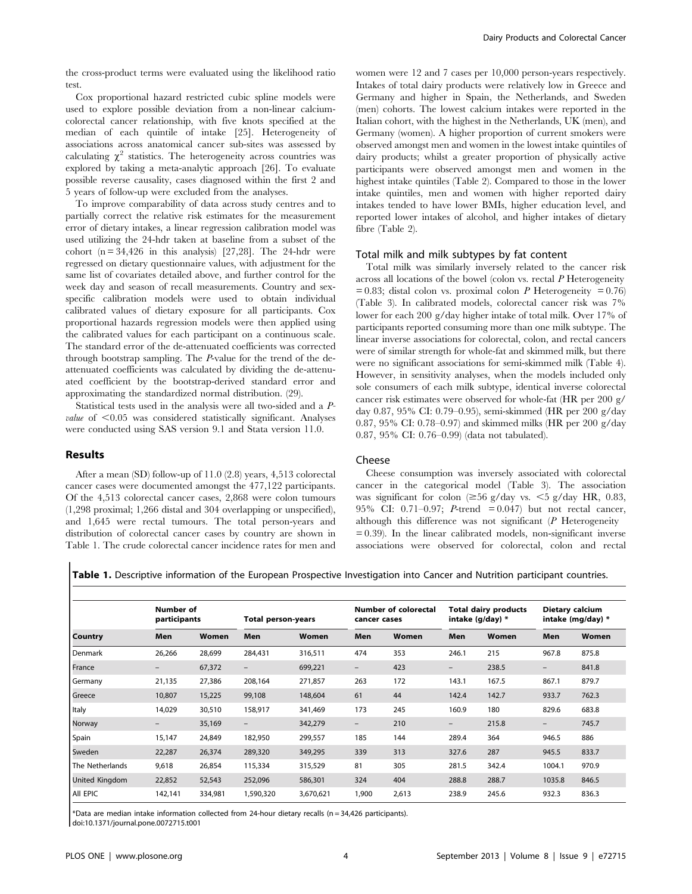the cross-product terms were evaluated using the likelihood ratio test.

Cox proportional hazard restricted cubic spline models were used to explore possible deviation from a non-linear calcium-colorectal cancer relationship, with five knots specified at the median of each quintile of intake [25]. Heterogeneity of associations across anatomical cancer sub-sites was assessed by calculating $\chi^2$ statistics. The heterogeneity across countries was explored by taking a meta-analytic approach [26]. To evaluate possible reverse causality, cases diagnosed within the first 2 and 5 years of follow-up were excluded from the analyses.

To improve comparability of data across study centres and to partially correct the relative risk estimates for the measurement error of dietary intakes, a linear regression calibration model was used utilizing the 24-hdr taken at baseline from a subset of the cohort (n = 34,426 in this analysis) [27,28]. The 24-hdr were regressed on dietary questionnaire values, with adjustment for the same list of covariates detailed above, and further control for the week day and season of recall measurements. Country and sex-specific calibration models were used to obtain individual calibrated values of dietary exposure for all participants. Cox proportional hazards regression models were then applied using the calibrated values for each participant on a continuous scale. The standard error of the de-attenuated coefficients was corrected through bootstrap sampling. The *P*-value for the trend of the de-attenuated coefficients was calculated by dividing the de-attenuated coefficient by the bootstrap-derived standard error and approximating the standardized normal distribution. (29).

Statistical tests used in the analysis were all two-sided and a *P*-*value* of <0.05 was considered statistically significant. Analyses were conducted using SAS version 9.1 and Stata version 11.0.

## Results

After a mean (SD) follow-up of 11.0 (2.8) years, 4,513 colorectal cancer cases were documented amongst the 477,122 participants. Of the 4,513 colorectal cancer cases, 2,868 were colon tumours (1,298 proximal; 1,266 distal and 304 overlapping or unspecified), and 1,645 were rectal tumours. The total person-years and distribution of colorectal cancer cases by country are shown in Table 1. The crude colorectal cancer incidence rates for men and women were 12 and 7 cases per 10,000 person-years respectively. Intakes of total dairy products were relatively low in Greece and Germany and higher in Spain, the Netherlands, and Sweden (men) cohorts. The lowest calcium intakes were reported in the Italian cohort, with the highest in the Netherlands, UK (men), and Germany (women). A higher proportion of current smokers were observed amongst men and women in the lowest intake quintiles of dairy products; whilst a greater proportion of physically active participants were observed amongst men and women in the highest intake quintiles (Table 2). Compared to those in the lower intake quintiles, men and women with higher reported dairy intakes tended to have lower BMIs, higher education level, and reported lower intakes of alcohol, and higher intakes of dietary fibre (Table 2).

### Total milk and milk subtypes by fat content

Total milk was similarly inversely related to the cancer risk across all locations of the bowel (colon vs. rectal *P* Heterogeneity = 0.83; distal colon vs. proximal colon *P* Heterogeneity = 0.76) (Table 3). In calibrated models, colorectal cancer risk was 7% lower for each 200 g/day higher intake of total milk. Over 17% of participants reported consuming more than one milk subtype. The linear inverse associations for colorectal, colon, and rectal cancers were of similar strength for whole-fat and skimmed milk, but there were no significant associations for semi-skimmed milk (Table 4). However, in sensitivity analyses, when the models included only sole consumers of each milk subtype, identical inverse colorectal cancer risk estimates were observed for whole-fat (HR per 200 g/day 0.87, 95% CI: 0.79–0.95), semi-skimmed (HR per 200 g/day 0.87, 95% CI: 0.78–0.97) and skimmed milks (HR per 200 g/day 0.87, 95% CI: 0.76–0.99) (data not tabulated).

### Cheese

Cheese consumption was inversely associated with colorectal cancer in the categorical model (Table 3). The association was significant for colon (≥56 g/day vs. <5 g/day HR, 0.83, 95% CI: 0.71–0.97; *P*-trend = 0.047) but not rectal cancer, although this difference was not significant (*P* Heterogeneity = 0.39). In the linear calibrated models, non-significant inverse associations were observed for colorectal, colon and rectal

**Table 1.** Descriptive information of the European Prospective Investigation into Cancer and Nutrition participant countries.

| Country | Number of participants | | Total person-years | | Number of colorectal cancer cases | | Total dairy products intake (g/day) * | | Dietary calcium intake (mg/day) * | |
|---|---|---|---|---|---|---|---|---|---|---|
| | Men | Women | Men | Women | Men | Women | Men | Women | Men | Women |
| Denmark | 26,266 | 28,699 | 284,431 | 316,511 | 474 | 353 | 246.1 | 215 | 967.8 | 875.8 |
| France | – | 67,372 | – | 699,221 | – | 423 | – | 238.5 | – | 841.8 |
| Germany | 21,135 | 27,386 | 208,164 | 271,857 | 263 | 172 | 143.1 | 167.5 | 867.1 | 879.7 |
| Greece | 10,807 | 15,225 | 99,108 | 148,604 | 61 | 44 | 142.4 | 142.7 | 933.7 | 762.3 |
| Italy | 14,029 | 30,510 | 158,917 | 341,469 | 173 | 245 | 160.9 | 180 | 829.6 | 683.8 |
| Norway | – | 35,169 | – | 342,279 | – | 210 | – | 215.8 | – | 745.7 |
| Spain | 15,147 | 24,849 | 182,950 | 299,557 | 185 | 144 | 289.4 | 364 | 946.5 | 886 |
| Sweden | 22,287 | 26,374 | 289,320 | 349,295 | 339 | 313 | 327.6 | 287 | 945.5 | 833.7 |
| The Netherlands | 9,618 | 26,854 | 115,334 | 315,529 | 81 | 305 | 281.5 | 342.4 | 1004.1 | 970.9 |
| United Kingdom | 22,852 | 52,543 | 252,096 | 586,301 | 324 | 404 | 288.8 | 288.7 | 1035.8 | 846.5 |
| All EPIC | 142,141 | 334,981 | 1,590,320 | 3,670,621 | 1,900 | 2,613 | 238.9 | 245.6 | 932.3 | 836.3 |

*Data are median intake information collected from 24-hour dietary recalls (n = 34,426 participants).
doi:10.1371/journal.pone.0072715.t001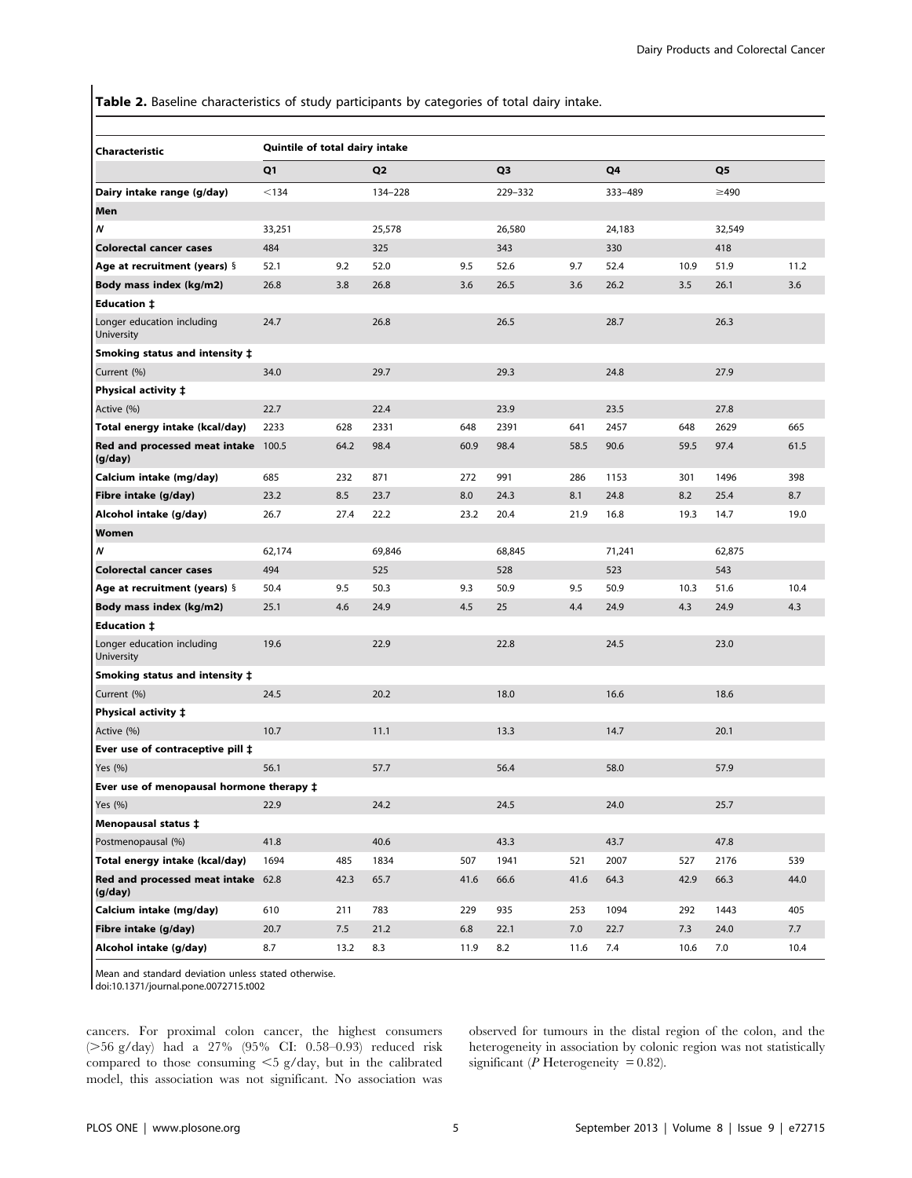**Table 2.** Baseline characteristics of study participants by categories of total dairy intake.

| Characteristic | Quintile of total dairy intake | | | | | | | | | |
|---|---|---|---|---|---|---|---|---|---|---|
| | Q1 | | Q2 | | Q3 | | Q4 | | Q5 | |
| **Dairy intake range (g/day)** | <134 | | 134–228 | | 229–332 | | 333–489 | | ≥490 | |
| **Men** | | | | | | | | | | |
| ***N*** | 33,251 | | 25,578 | | 26,580 | | 24,183 | | 32,549 | |
| **Colorectal cancer cases** | 484 | | 325 | | 343 | | 330 | | 418 | |
| **Age at recruitment (years)** § | 52.1 | 9.2 | 52.0 | 9.5 | 52.6 | 9.7 | 52.4 | 10.9 | 51.9 | 11.2 |
| **Body mass index (kg/m2)** | 26.8 | 3.8 | 26.8 | 3.6 | 26.5 | 3.6 | 26.2 | 3.5 | 26.1 | 3.6 |
| **Education ‡** | | | | | | | | | | |
| Longer education including University | 24.7 | | 26.8 | | 26.5 | | 28.7 | | 26.3 | |
| **Smoking status and intensity ‡** | | | | | | | | | | |
| Current (%) | 34.0 | | 29.7 | | 29.3 | | 24.8 | | 27.9 | |
| **Physical activity ‡** | | | | | | | | | | |
| Active (%) | 22.7 | | 22.4 | | 23.9 | | 23.5 | | 27.8 | |
| **Total energy intake (kcal/day)** | 2233 | 628 | 2331 | 648 | 2391 | 641 | 2457 | 648 | 2629 | 665 |
| **Red and processed meat intake (g/day)** | 100.5 | 64.2 | 98.4 | 60.9 | 98.4 | 58.5 | 90.6 | 59.5 | 97.4 | 61.5 |
| **Calcium intake (mg/day)** | 685 | 232 | 871 | 272 | 991 | 286 | 1153 | 301 | 1496 | 398 |
| **Fibre intake (g/day)** | 23.2 | 8.5 | 23.7 | 8.0 | 24.3 | 8.1 | 24.8 | 8.2 | 25.4 | 8.7 |
| **Alcohol intake (g/day)** | 26.7 | 27.4 | 22.2 | 23.2 | 20.4 | 21.9 | 16.8 | 19.3 | 14.7 | 19.0 |
| **Women** | | | | | | | | | | |
| ***N*** | 62,174 | | 69,846 | | 68,845 | | 71,241 | | 62,875 | |
| **Colorectal cancer cases** | 494 | | 525 | | 528 | | 523 | | 543 | |
| **Age at recruitment (years)** § | 50.4 | 9.5 | 50.3 | 9.3 | 50.9 | 9.5 | 50.9 | 10.3 | 51.6 | 10.4 |
| **Body mass index (kg/m2)** | 25.1 | 4.6 | 24.9 | 4.5 | 25 | 4.4 | 24.9 | 4.3 | 24.9 | 4.3 |
| **Education ‡** | | | | | | | | | | |
| Longer education including University | 19.6 | | 22.9 | | 22.8 | | 24.5 | | 23.0 | |
| **Smoking status and intensity ‡** | | | | | | | | | | |
| Current (%) | 24.5 | | 20.2 | | 18.0 | | 16.6 | | 18.6 | |
| **Physical activity ‡** | | | | | | | | | | |
| Active (%) | 10.7 | | 11.1 | | 13.3 | | 14.7 | | 20.1 | |
| **Ever use of contraceptive pill ‡** | | | | | | | | | | |
| Yes (%) | 56.1 | | 57.7 | | 56.4 | | 58.0 | | 57.9 | |
| **Ever use of menopausal hormone therapy ‡** | | | | | | | | | | |
| Yes (%) | 22.9 | | 24.2 | | 24.5 | | 24.0 | | 25.7 | |
| **Menopausal status ‡** | | | | | | | | | | |
| Postmenopausal (%) | 41.8 | | 40.6 | | 43.3 | | 43.7 | | 47.8 | |
| **Total energy intake (kcal/day)** | 1694 | 485 | 1834 | 507 | 1941 | 521 | 2007 | 527 | 2176 | 539 |
| **Red and processed meat intake (g/day)** | 62.8 | 42.3 | 65.7 | 41.6 | 66.6 | 41.6 | 64.3 | 42.9 | 66.3 | 44.0 |
| **Calcium intake (mg/day)** | 610 | 211 | 783 | 229 | 935 | 253 | 1094 | 292 | 1443 | 405 |
| **Fibre intake (g/day)** | 20.7 | 7.5 | 21.2 | 6.8 | 22.1 | 7.0 | 22.7 | 7.3 | 24.0 | 7.7 |
| **Alcohol intake (g/day)** | 8.7 | 13.2 | 8.3 | 11.9 | 8.2 | 11.6 | 7.4 | 10.6 | 7.0 | 10.4 |

Mean and standard deviation unless stated otherwise.
doi:10.1371/journal.pone.0072715.t002

cancers. For proximal colon cancer, the highest consumers (>56 g/day) had a 27% (95% CI: 0.58–0.93) reduced risk compared to those consuming <5 g/day, but in the calibrated model, this association was not significant. No association was observed for tumours in the distal region of the colon, and the heterogeneity in association by colonic region was not statistically significant (*P* Heterogeneity = 0.82).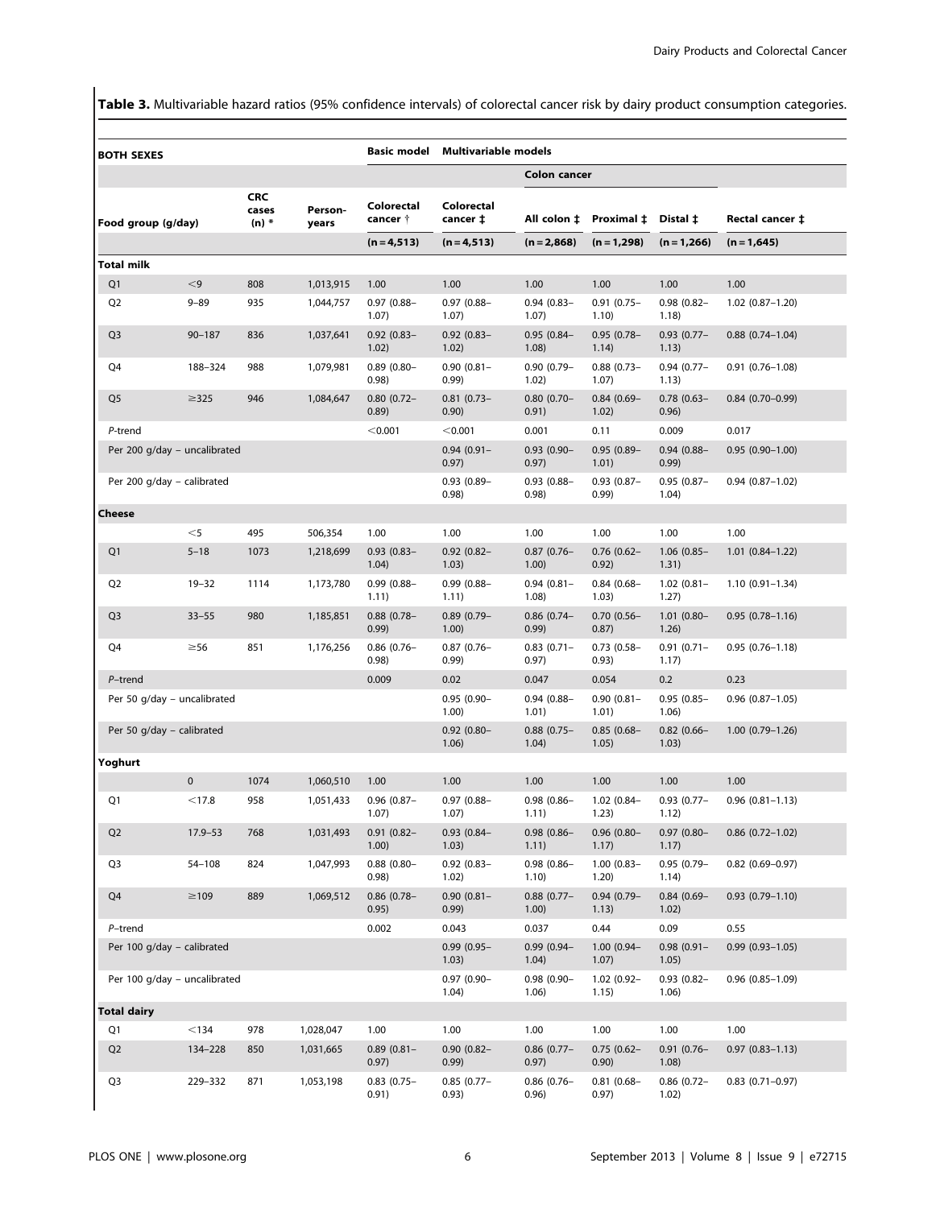**Table 3.** Multivariable hazard ratios (95% confidence intervals) of colorectal cancer risk by dairy product consumption categories.

| BOTH SEXES | | | | Basic model | Multivariable models | | | | |
|---|---|---|---|---|---|---|---|---|---|
| | | | | | | Colon cancer | | | |
| Food group (g/day) | | CRC cases (n) * | Person-years | Colorectal cancer † | Colorectal cancer ‡ | All colon ‡ | Proximal ‡ | Distal ‡ | Rectal cancer ‡ |
| | | | | (n = 4,513) | (n = 4,513) | (n = 2,868) | (n = 1,298) | (n = 1,266) | (n = 1,645) |
| **Total milk** | | | | | | | | | |
| Q1 | <9 | 808 | 1,013,915 | 1.00 | 1.00 | 1.00 | 1.00 | 1.00 | 1.00 |
| Q2 | 9–89 | 935 | 1,044,757 | 0.97 (0.88–1.07) | 0.97 (0.88–1.07) | 0.94 (0.83–1.07) | 0.91 (0.75–1.10) | 0.98 (0.82–1.18) | 1.02 (0.87–1.20) |
| Q3 | 90–187 | 836 | 1,037,641 | 0.92 (0.83–1.02) | 0.92 (0.83–1.02) | 0.95 (0.84–1.08) | 0.95 (0.78–1.14) | 0.93 (0.77–1.13) | 0.88 (0.74–1.04) |
| Q4 | 188–324 | 988 | 1,079,981 | 0.89 (0.80–0.98) | 0.90 (0.81–0.99) | 0.90 (0.79–1.02) | 0.88 (0.73–1.07) | 0.94 (0.77–1.13) | 0.91 (0.76–1.08) |
| Q5 | ≥325 | 946 | 1,084,647 | 0.80 (0.72–0.89) | 0.81 (0.73–0.90) | 0.80 (0.70–0.91) | 0.84 (0.69–1.02) | 0.78 (0.63–0.96) | 0.84 (0.70–0.99) |
| *P*-trend | | | | <0.001 | <0.001 | 0.001 | 0.11 | 0.009 | 0.017 |
| Per 200 g/day – uncalibrated | | | | | 0.94 (0.91–0.97) | 0.93 (0.90–0.97) | 0.95 (0.89–1.01) | 0.94 (0.88–0.99) | 0.95 (0.90–1.00) |
| Per 200 g/day – calibrated | | | | | 0.93 (0.89–0.98) | 0.93 (0.88–0.98) | 0.93 (0.87–0.99) | 0.95 (0.87–1.04) | 0.94 (0.87–1.02) |
| **Cheese** | | | | | | | | | |
| | <5 | 495 | 506,354 | 1.00 | 1.00 | 1.00 | 1.00 | 1.00 | 1.00 |
| Q1 | 5–18 | 1073 | 1,218,699 | 0.93 (0.83–1.04) | 0.92 (0.82–1.03) | 0.87 (0.76–1.00) | 0.76 (0.62–0.92) | 1.06 (0.85–1.31) | 1.01 (0.84–1.22) |
| Q2 | 19–32 | 1114 | 1,173,780 | 0.99 (0.88–1.11) | 0.99 (0.88–1.11) | 0.94 (0.81–1.08) | 0.84 (0.68–1.03) | 1.02 (0.81–1.27) | 1.10 (0.91–1.34) |
| Q3 | 33–55 | 980 | 1,185,851 | 0.88 (0.78–0.99) | 0.89 (0.79–1.00) | 0.86 (0.74–0.99) | 0.70 (0.56–0.87) | 1.01 (0.80–1.26) | 0.95 (0.78–1.16) |
| Q4 | ≥56 | 851 | 1,176,256 | 0.86 (0.76–0.98) | 0.87 (0.76–0.99) | 0.83 (0.71–0.97) | 0.73 (0.58–0.93) | 0.91 (0.71–1.17) | 0.95 (0.76–1.18) |
| *P*–trend | | | | 0.009 | 0.02 | 0.047 | 0.054 | 0.2 | 0.23 |
| Per 50 g/day – uncalibrated | | | | | 0.95 (0.90–1.00) | 0.94 (0.88–1.01) | 0.90 (0.81–1.01) | 0.95 (0.85–1.06) | 0.96 (0.87–1.05) |
| Per 50 g/day – calibrated | | | | | 0.92 (0.80–1.06) | 0.88 (0.75–1.04) | 0.85 (0.68–1.05) | 0.82 (0.66–1.03) | 1.00 (0.79–1.26) |
| **Yoghurt** | | | | | | | | | |
| | 0 | 1074 | 1,060,510 | 1.00 | 1.00 | 1.00 | 1.00 | 1.00 | 1.00 |
| Q1 | <17.8 | 958 | 1,051,433 | 0.96 (0.87–1.07) | 0.97 (0.88–1.07) | 0.98 (0.86–1.11) | 1.02 (0.84–1.23) | 0.93 (0.77–1.12) | 0.96 (0.81–1.13) |
| Q2 | 17.9–53 | 768 | 1,031,493 | 0.91 (0.82–1.00) | 0.93 (0.84–1.03) | 0.98 (0.86–1.11) | 0.96 (0.80–1.17) | 0.97 (0.80–1.17) | 0.86 (0.72–1.02) |
| Q3 | 54–108 | 824 | 1,047,993 | 0.88 (0.80–0.98) | 0.92 (0.83–1.02) | 0.98 (0.86–1.10) | 1.00 (0.83–1.20) | 0.95 (0.79–1.14) | 0.82 (0.69–0.97) |
| Q4 | ≥109 | 889 | 1,069,512 | 0.86 (0.78–0.95) | 0.90 (0.81–0.99) | 0.88 (0.77–1.00) | 0.94 (0.79–1.13) | 0.84 (0.69–1.02) | 0.93 (0.79–1.10) |
| *P*–trend | | | | 0.002 | 0.043 | 0.037 | 0.44 | 0.09 | 0.55 |
| Per 100 g/day – calibrated | | | | | 0.99 (0.95–1.03) | 0.99 (0.94–1.04) | 1.00 (0.94–1.07) | 0.98 (0.91–1.05) | 0.99 (0.93–1.05) |
| Per 100 g/day – uncalibrated | | | | | 0.97 (0.90–1.04) | 0.98 (0.90–1.06) | 1.02 (0.92–1.15) | 0.93 (0.82–1.06) | 0.96 (0.85–1.09) |
| **Total dairy** | | | | | | | | | |
| Q1 | <134 | 978 | 1,028,047 | 1.00 | 1.00 | 1.00 | 1.00 | 1.00 | 1.00 |
| Q2 | 134–228 | 850 | 1,031,665 | 0.89 (0.81–0.97) | 0.90 (0.82–0.99) | 0.86 (0.77–0.97) | 0.75 (0.62–0.90) | 0.91 (0.76–1.08) | 0.97 (0.83–1.13) |
| Q3 | 229–332 | 871 | 1,053,198 | 0.83 (0.75–0.91) | 0.85 (0.77–0.93) | 0.86 (0.76–0.96) | 0.81 (0.68–0.97) | 0.86 (0.72–1.02) | 0.83 (0.71–0.97) |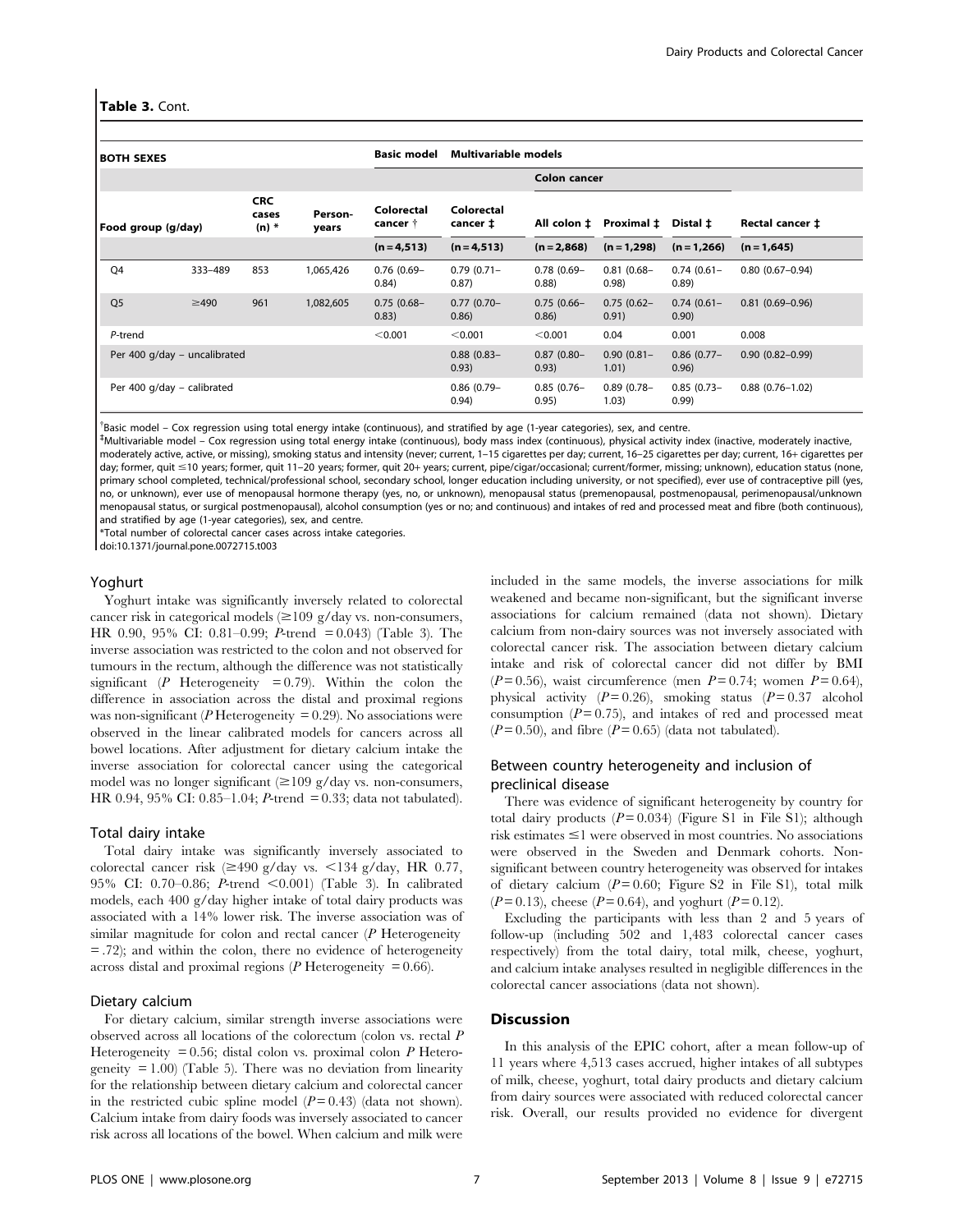**Table 3.** Cont.

| BOTH SEXES | | | | Basic model | Multivariable models | | | | |
|---|---|---|---|---|---|---|---|---|---|
| | | | | | | Colon cancer | | | |
| Food group (g/day) | | CRC cases (n) * | Person-years | Colorectal cancer † | Colorectal cancer ‡ | All colon ‡ | Proximal ‡ | Distal ‡ | Rectal cancer ‡ |
| | | | | (n = 4,513) | (n = 4,513) | (n = 2,868) | (n = 1,298) | (n = 1,266) | (n = 1,645) |
| Q4 | 333–489 | 853 | 1,065,426 | 0.76 (0.69–0.84) | 0.79 (0.71–0.87) | 0.78 (0.69–0.88) | 0.81 (0.68–0.98) | 0.74 (0.61–0.89) | 0.80 (0.67–0.94) |
| Q5 | ≥490 | 961 | 1,082,605 | 0.75 (0.68–0.83) | 0.77 (0.70–0.86) | 0.75 (0.66–0.86) | 0.75 (0.62–0.91) | 0.74 (0.61–0.90) | 0.81 (0.69–0.96) |
| *P*-trend | | | | <0.001 | <0.001 | <0.001 | 0.04 | 0.001 | 0.008 |
| Per 400 g/day – uncalibrated | | | | | 0.88 (0.83–0.93) | 0.87 (0.80–0.93) | 0.90 (0.81–1.01) | 0.86 (0.77–0.96) | 0.90 (0.82–0.99) |
| Per 400 g/day – calibrated | | | | | 0.86 (0.79–0.94) | 0.85 (0.76–0.95) | 0.89 (0.78–1.03) | 0.85 (0.73–0.99) | 0.88 (0.76–1.02) |

†Basic model – Cox regression using total energy intake (continuous), and stratified by age (1-year categories), sex, and centre.
‡Multivariable model – Cox regression using total energy intake (continuous), body mass index (continuous), physical activity index (inactive, moderately inactive, moderately active, active, or missing), smoking status and intensity (never; current, 1–15 cigarettes per day; current, 16–25 cigarettes per day; current, 16+ cigarettes per day; former, quit ≤10 years; former, quit 11–20 years; former, quit 20+ years; current, pipe/cigar/occasional; current/former, missing; unknown), education status (none, primary school completed, technical/professional school, secondary school, longer education including university, or not specified), ever use of contraceptive pill (yes, no, or unknown), ever use of menopausal hormone therapy (yes, no, or unknown), menopausal status (premenopausal, postmenopausal, perimenopausal/unknown menopausal status, or surgical postmenopausal), alcohol consumption (yes or no; and continuous) and intakes of red and processed meat and fibre (both continuous), and stratified by age (1-year categories), sex, and centre.
*Total number of colorectal cancer cases across intake categories.
doi:10.1371/journal.pone.0072715.t003

### Yoghurt

Yoghurt intake was significantly inversely related to colorectal cancer risk in categorical models (≥109 g/day vs. non-consumers, HR 0.90, 95% CI: 0.81–0.99; *P*-trend = 0.043) (Table 3). The inverse association was restricted to the colon and not observed for tumours in the rectum, although the difference was not statistically significant (*P* Heterogeneity = 0.79). Within the colon the difference in association across the distal and proximal regions was non-significant (*P* Heterogeneity = 0.29). No associations were observed in the linear calibrated models for cancers across all bowel locations. After adjustment for dietary calcium intake the inverse association for colorectal cancer using the categorical model was no longer significant (≥109 g/day vs. non-consumers, HR 0.94, 95% CI: 0.85–1.04; *P*-trend = 0.33; data not tabulated).

### Total dairy intake

Total dairy intake was significantly inversely associated to colorectal cancer risk (≥490 g/day vs. <134 g/day, HR 0.77, 95% CI: 0.70–0.86; *P*-trend <0.001) (Table 3). In calibrated models, each 400 g/day higher intake of total dairy products was associated with a 14% lower risk. The inverse association was of similar magnitude for colon and rectal cancer (*P* Heterogeneity = .72); and within the colon, there no evidence of heterogeneity across distal and proximal regions (*P* Heterogeneity = 0.66).

### Dietary calcium

For dietary calcium, similar strength inverse associations were observed across all locations of the colorectum (colon vs. rectal *P* Heterogeneity = 0.56; distal colon vs. proximal colon *P* Heterogeneity = 1.00) (Table 5). There was no deviation from linearity for the relationship between dietary calcium and colorectal cancer in the restricted cubic spline model (*P* = 0.43) (data not shown). Calcium intake from dairy foods was inversely associated to cancer risk across all locations of the bowel. When calcium and milk were included in the same models, the inverse associations for milk weakened and became non-significant, but the significant inverse associations for calcium remained (data not shown). Dietary calcium from non-dairy sources was not inversely associated with colorectal cancer risk. The association between dietary calcium intake and risk of colorectal cancer did not differ by BMI (*P* = 0.56), waist circumference (men *P* = 0.74; women *P* = 0.64), physical activity (*P* = 0.26), smoking status (*P* = 0.37 alcohol consumption (*P* = 0.75), and intakes of red and processed meat (*P* = 0.50), and fibre (*P* = 0.65) (data not tabulated).

### Between country heterogeneity and inclusion of preclinical disease

There was evidence of significant heterogeneity by country for total dairy products (*P* = 0.034) (Figure S1 in File S1); although risk estimates ≤1 were observed in most countries. No associations were observed in the Sweden and Denmark cohorts. Non-significant between country heterogeneity was observed for intakes of dietary calcium (*P* = 0.60; Figure S2 in File S1), total milk (*P* = 0.13), cheese (*P* = 0.64), and yoghurt (*P* = 0.12).

Excluding the participants with less than 2 and 5 years of follow-up (including 502 and 1,483 colorectal cancer cases respectively) from the total dairy, total milk, cheese, yoghurt, and calcium intake analyses resulted in negligible differences in the colorectal cancer associations (data not shown).

## Discussion

In this analysis of the EPIC cohort, after a mean follow-up of 11 years where 4,513 cases accrued, higher intakes of all subtypes of milk, cheese, yoghurt, total dairy products and dietary calcium from dairy sources were associated with reduced colorectal cancer risk. Overall, our results provided no evidence for divergent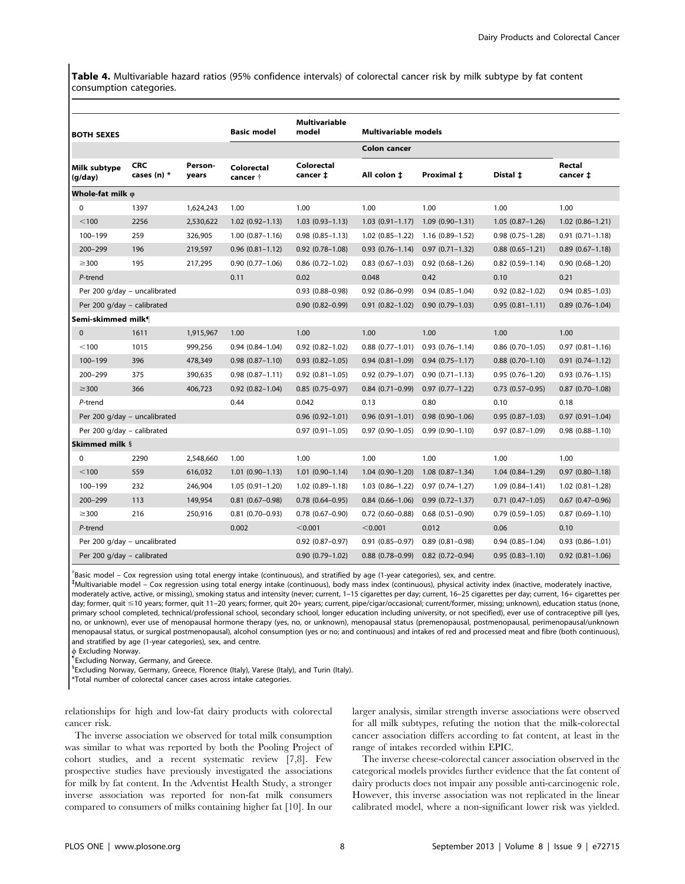**Table 4.** Multivariable hazard ratios (95% confidence intervals) of colorectal cancer risk by milk subtype by fat content consumption categories.

| BOTH SEXES | | | Basic model | Multivariable model | Multivariable models | | | |
|---|---|---|---|---|---|---|---|---|
| | | | | | Colon cancer | | | |
| Milk subtype (g/day) | CRC cases (n) * | Person-years | Colorectal cancer † | Colorectal cancer ‡ | All colon ‡ | Proximal ‡ | Distal ‡ | Rectal cancer ‡ |
| **Whole-fat milk φ** | | | | | | | | |
| 0 | 1397 | 1,624,243 | 1.00 | 1.00 | 1.00 | 1.00 | 1.00 | 1.00 |
| <100 | 2256 | 2,530,622 | 1.02 (0.92–1.13) | 1.03 (0.93–1.13) | 1.03 (0.91–1.17) | 1.09 (0.90–1.31) | 1.05 (0.87–1.26) | 1.02 (0.86–1.21) |
| 100–199 | 259 | 326,905 | 1.00 (0.87–1.16) | 0.98 (0.85–1.13) | 1.02 (0.85–1.22) | 1.16 (0.89–1.52) | 0.98 (0.75–1.28) | 0.91 (0.71–1.18) |
| 200–299 | 196 | 219,597 | 0.96 (0.81–1.12) | 0.92 (0.78–1.08) | 0.93 (0.76–1.14) | 0.97 (0.71–1.32) | 0.88 (0.65–1.21) | 0.89 (0.67–1.18) |
| ≥300 | 195 | 217,295 | 0.90 (0.77–1.06) | 0.86 (0.72–1.02) | 0.83 (0.67–1.03) | 0.92 (0.68–1.26) | 0.82 (0.59–1.14) | 0.90 (0.68–1.20) |
| *P*-trend | | | 0.11 | 0.02 | 0.048 | 0.42 | 0.10 | 0.21 |
| Per 200 g/day – uncalibrated | | | | 0.93 (0.88–0.98) | 0.92 (0.86–0.99) | 0.94 (0.85–1.04) | 0.92 (0.82–1.02) | 0.94 (0.85–1.03) |
| Per 200 g/day – calibrated | | | | 0.90 (0.82–0.99) | 0.91 (0.82–1.02) | 0.90 (0.79–1.03) | 0.95 (0.81–1.11) | 0.89 (0.76–1.04) |
| **Semi-skimmed milk¶** | | | | | | | | |
| 0 | 1611 | 1,915,967 | 1.00 | 1.00 | 1.00 | 1.00 | 1.00 | 1.00 |
| <100 | 1015 | 999,256 | 0.94 (0.84–1.04) | 0.92 (0.82–1.02) | 0.88 (0.77–1.01) | 0.93 (0.76–1.14) | 0.86 (0.70–1.05) | 0.97 (0.81–1.16) |
| 100–199 | 396 | 478,349 | 0.98 (0.87–1.10) | 0.93 (0.82–1.05) | 0.94 (0.81–1.09) | 0.94 (0.75–1.17) | 0.88 (0.70–1.10) | 0.91 (0.74–1.12) |
| 200–299 | 375 | 390,635 | 0.98 (0.87–1.11) | 0.92 (0.81–1.05) | 0.92 (0.79–1.07) | 0.90 (0.71–1.13) | 0.95 (0.76–1.20) | 0.93 (0.76–1.15) |
| ≥300 | 366 | 406,723 | 0.92 (0.82–1.04) | 0.85 (0.75–0.97) | 0.84 (0.71–0.99) | 0.97 (0.77–1.22) | 0.73 (0.57–0.95) | 0.87 (0.70–1.08) |
| *P*-trend | | | 0.44 | 0.042 | 0.13 | 0.80 | 0.10 | 0.18 |
| Per 200 g/day – uncalibrated | | | | 0.96 (0.92–1.01) | 0.96 (0.91–1.01) | 0.98 (0.90–1.06) | 0.95 (0.87–1.03) | 0.97 (0.91–1.04) |
| Per 200 g/day – calibrated | | | | 0.97 (0.91–1.05) | 0.97 (0.90–1.05) | 0.99 (0.90–1.10) | 0.97 (0.87–1.09) | 0.98 (0.88–1.10) |
| **Skimmed milk §** | | | | | | | | |
| 0 | 2290 | 2,548,660 | 1.00 | 1.00 | 1.00 | 1.00 | 1.00 | 1.00 |
| <100 | 559 | 616,032 | 1.01 (0.90–1.13) | 1.01 (0.90–1.14) | 1.04 (0.90–1.20) | 1.08 (0.87–1.34) | 1.04 (0.84–1.29) | 0.97 (0.80–1.18) |
| 100–199 | 232 | 246,904 | 1.05 (0.91–1.20) | 1.02 (0.89–1.18) | 1.03 (0.86–1.22) | 0.97 (0.74–1.27) | 1.09 (0.84–1.41) | 1.02 (0.81–1.28) |
| 200–299 | 113 | 149,954 | 0.81 (0.67–0.98) | 0.78 (0.64–0.95) | 0.84 (0.66–1.06) | 0.99 (0.72–1.37) | 0.71 (0.47–1.05) | 0.67 (0.47–0.96) |
| ≥300 | 216 | 250,916 | 0.81 (0.70–0.93) | 0.78 (0.67–0.90) | 0.72 (0.60–0.88) | 0.68 (0.51–0.90) | 0.79 (0.59–1.05) | 0.87 (0.69–1.10) |
| *P*-trend | | | 0.002 | <0.001 | <0.001 | 0.012 | 0.06 | 0.10 |
| Per 200 g/day – uncalibrated | | | | 0.92 (0.87–0.97) | 0.91 (0.85–0.97) | 0.89 (0.81–0.98) | 0.94 (0.85–1.04) | 0.93 (0.86–1.01) |
| Per 200 g/day – calibrated | | | | 0.90 (0.79–1.02) | 0.88 (0.78–0.99) | 0.82 (0.72–0.94) | 0.95 (0.83–1.10) | 0.92 (0.81–1.06) |

†Basic model – Cox regression using total energy intake (continuous), and stratified by age (1-year categories), sex, and centre.
‡Multivariable model – Cox regression using total energy intake (continuous), body mass index (continuous), physical activity index (inactive, moderately inactive, moderately active, active, or missing), smoking status and intensity (never; current, 1–15 cigarettes per day; current, 16–25 cigarettes per day; current, 16+ cigarettes per day; former, quit ≤10 years; former, quit 11–20 years; former, quit 20+ years; current, pipe/cigar/occasional; current/former, missing; unknown), education status (none, primary school completed, technical/professional school, secondary school, longer education including university, or not specified), ever use of contraceptive pill (yes, no, or unknown), ever use of menopausal hormone therapy (yes, no, or unknown), menopausal status (premenopausal, postmenopausal, perimenopausal/unknown menopausal status, or surgical postmenopausal), alcohol consumption (yes or no; and continuous) and intakes of red and processed meat and fibre (both continuous), and stratified by age (1-year categories), sex, and centre.
φ Excluding Norway.
¶Excluding Norway, Germany, and Greece.
§Excluding Norway, Germany, Greece, Florence (Italy), Varese (Italy), and Turin (Italy).
*Total number of colorectal cancer cases across intake categories.

relationships for high and low-fat dairy products with colorectal cancer risk.

The inverse association we observed for total milk consumption was similar to what was reported by both the Pooling Project of cohort studies, and a recent systematic review [7,8]. Few prospective studies have previously investigated the associations for milk by fat content. In the Adventist Health Study, a stronger inverse association was reported for non-fat milk consumers compared to consumers of milks containing higher fat [10]. In our larger analysis, similar strength inverse associations were observed for all milk subtypes, refuting the notion that the milk-colorectal cancer association differs according to fat content, at least in the range of intakes recorded within EPIC.

The inverse cheese-colorectal cancer association observed in the categorical models provides further evidence that the fat content of dairy products does not impair any possible anti-carcinogenic role. However, this inverse association was not replicated in the linear calibrated model, where a non-significant lower risk was yielded.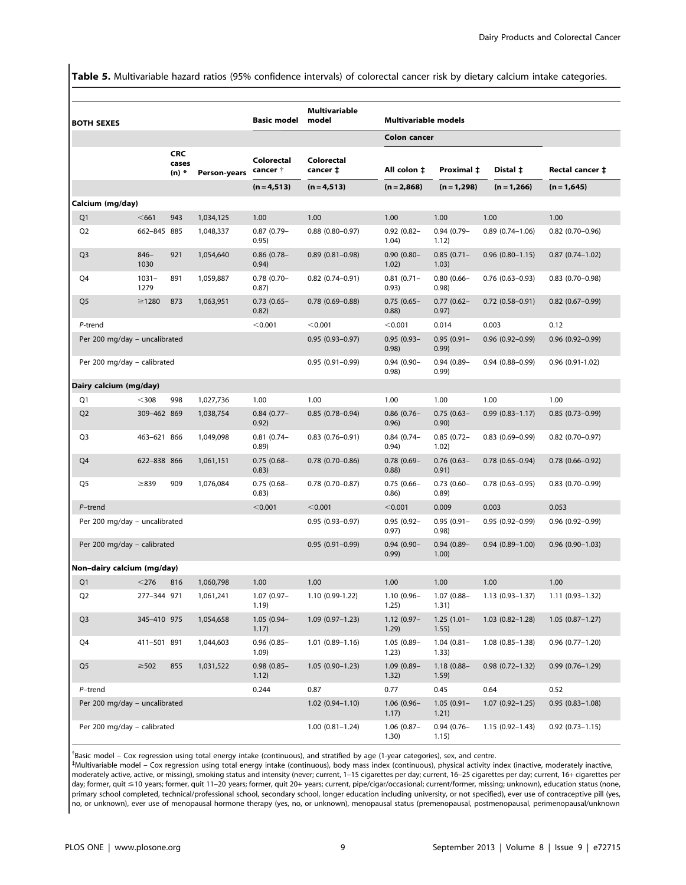**Table 5.** Multivariable hazard ratios (95% confidence intervals) of colorectal cancer risk by dietary calcium intake categories.

| BOTH SEXES | | | | Basic model | Multivariable model | Multivariable models | | | |
|---|---|---|---|---|---|---|---|---|---|
| | | | | | | Colon cancer | | | |
| | | CRC cases (n) * | Person-years | Colorectal cancer † | Colorectal cancer ‡ | All colon ‡ | Proximal ‡ | Distal ‡ | Rectal cancer ‡ |
| | | | | (n = 4,513) | (n = 4,513) | (n = 2,868) | (n = 1,298) | (n = 1,266) | (n = 1,645) |
| **Calcium (mg/day)** | | | | | | | | | |
| Q1 | <661 | 943 | 1,034,125 | 1.00 | 1.00 | 1.00 | 1.00 | 1.00 | 1.00 |
| Q2 | 662–845 | 885 | 1,048,337 | 0.87 (0.79–0.95) | 0.88 (0.80–0.97) | 0.92 (0.82–1.04) | 0.94 (0.79–1.12) | 0.89 (0.74–1.06) | 0.82 (0.70–0.96) |
| Q3 | 846–1030 | 921 | 1,054,640 | 0.86 (0.78–0.94) | 0.89 (0.81–0.98) | 0.90 (0.80–1.02) | 0.85 (0.71–1.03) | 0.96 (0.80–1.15) | 0.87 (0.74–1.02) |
| Q4 | 1031–1279 | 891 | 1,059,887 | 0.78 (0.70–0.87) | 0.82 (0.74–0.91) | 0.81 (0.71–0.93) | 0.80 (0.66–0.98) | 0.76 (0.63–0.93) | 0.83 (0.70–0.98) |
| Q5 | ≥1280 | 873 | 1,063,951 | 0.73 (0.65–0.82) | 0.78 (0.69–0.88) | 0.75 (0.65–0.88) | 0.77 (0.62–0.97) | 0.72 (0.58–0.91) | 0.82 (0.67–0.99) |
| *P*-trend | | | | <0.001 | <0.001 | <0.001 | 0.014 | 0.003 | 0.12 |
| Per 200 mg/day – uncalibrated | | | | | 0.95 (0.93–0.97) | 0.95 (0.93–0.98) | 0.95 (0.91–0.99) | 0.96 (0.92–0.99) | 0.96 (0.92–0.99) |
| Per 200 mg/day – calibrated | | | | | 0.95 (0.91–0.99) | 0.94 (0.90–0.98) | 0.94 (0.89–0.99) | 0.94 (0.88–0.99) | 0.96 (0.91-1.02) |
| **Dairy calcium (mg/day)** | | | | | | | | | |
| Q1 | <308 | 998 | 1,027,736 | 1.00 | 1.00 | 1.00 | 1.00 | 1.00 | 1.00 |
| Q2 | 309–462 | 869 | 1,038,754 | 0.84 (0.77–0.92) | 0.85 (0.78–0.94) | 0.86 (0.76–0.96) | 0.75 (0.63–0.90) | 0.99 (0.83–1.17) | 0.85 (0.73–0.99) |
| Q3 | 463–621 | 866 | 1,049,098 | 0.81 (0.74–0.89) | 0.83 (0.76–0.91) | 0.84 (0.74–0.94) | 0.85 (0.72–1.02) | 0.83 (0.69–0.99) | 0.82 (0.70–0.97) |
| Q4 | 622–838 | 866 | 1,061,151 | 0.75 (0.68–0.83) | 0.78 (0.70–0.86) | 0.78 (0.69–0.88) | 0.76 (0.63–0.91) | 0.78 (0.65–0.94) | 0.78 (0.66–0.92) |
| Q5 | ≥839 | 909 | 1,076,084 | 0.75 (0.68–0.83) | 0.78 (0.70–0.87) | 0.75 (0.66–0.86) | 0.73 (0.60–0.89) | 0.78 (0.63–0.95) | 0.83 (0.70–0.99) |
| *P*–trend | | | | <0.001 | <0.001 | <0.001 | 0.009 | 0.003 | 0.053 |
| Per 200 mg/day – uncalibrated | | | | | 0.95 (0.93–0.97) | 0.95 (0.92–0.97) | 0.95 (0.91–0.98) | 0.95 (0.92–0.99) | 0.96 (0.92–0.99) |
| Per 200 mg/day – calibrated | | | | | 0.95 (0.91–0.99) | 0.94 (0.90–0.99) | 0.94 (0.89–1.00) | 0.94 (0.89–1.00) | 0.96 (0.90–1.03) |
| **Non–dairy calcium (mg/day)** | | | | | | | | | |
| Q1 | <276 | 816 | 1,060,798 | 1.00 | 1.00 | 1.00 | 1.00 | 1.00 | 1.00 |
| Q2 | 277–344 | 971 | 1,061,241 | 1.07 (0.97–1.19) | 1.10 (0.99-1.22) | 1.10 (0.96–1.25) | 1.07 (0.88–1.31) | 1.13 (0.93–1.37) | 1.11 (0.93–1.32) |
| Q3 | 345–410 | 975 | 1,054,658 | 1.05 (0.94–1.17) | 1.09 (0.97–1.23) | 1.12 (0.97–1.29) | 1.25 (1.01–1.55) | 1.03 (0.82–1.28) | 1.05 (0.87–1.27) |
| Q4 | 411–501 | 891 | 1,044,603 | 0.96 (0.85–1.09) | 1.01 (0.89–1.16) | 1.05 (0.89–1.23) | 1.04 (0.81–1.33) | 1.08 (0.85–1.38) | 0.96 (0.77–1.20) |
| Q5 | ≥502 | 855 | 1,031,522 | 0.98 (0.85–1.12) | 1.05 (0.90–1.23) | 1.09 (0.89–1.32) | 1.18 (0.88–1.59) | 0.98 (0.72–1.32) | 0.99 (0.76–1.29) |
| *P*–trend | | | | 0.244 | 0.87 | 0.77 | 0.45 | 0.64 | 0.52 |
| Per 200 mg/day – uncalibrated | | | | | 1.02 (0.94–1.10) | 1.06 (0.96–1.17) | 1.05 (0.91–1.21) | 1.07 (0.92–1.25) | 0.95 (0.83–1.08) |
| Per 200 mg/day – calibrated | | | | | 1.00 (0.81–1.24) | 1.06 (0.87–1.30) | 0.94 (0.76–1.15) | 1.15 (0.92–1.43) | 0.92 (0.73–1.15) |

†Basic model – Cox regression using total energy intake (continuous), and stratified by age (1-year categories), sex, and centre.

‡Multivariable model – Cox regression using total energy intake (continuous), body mass index (continuous), physical activity index (inactive, moderately inactive, moderately active, active, or missing), smoking status and intensity (never; current, 1–15 cigarettes per day; current, 16–25 cigarettes per day; current, 16+ cigarettes per day; former, quit ≤10 years; former, quit 11–20 years; former, quit 20+ years; current, pipe/cigar/occasional; current/former, missing; unknown), education status (none, primary school completed, technical/professional school, secondary school, longer education including university, or not specified), ever use of contraceptive pill (yes, no, or unknown), ever use of menopausal hormone therapy (yes, no, or unknown), menopausal status (premenopausal, postmenopausal, perimenopausal/unknown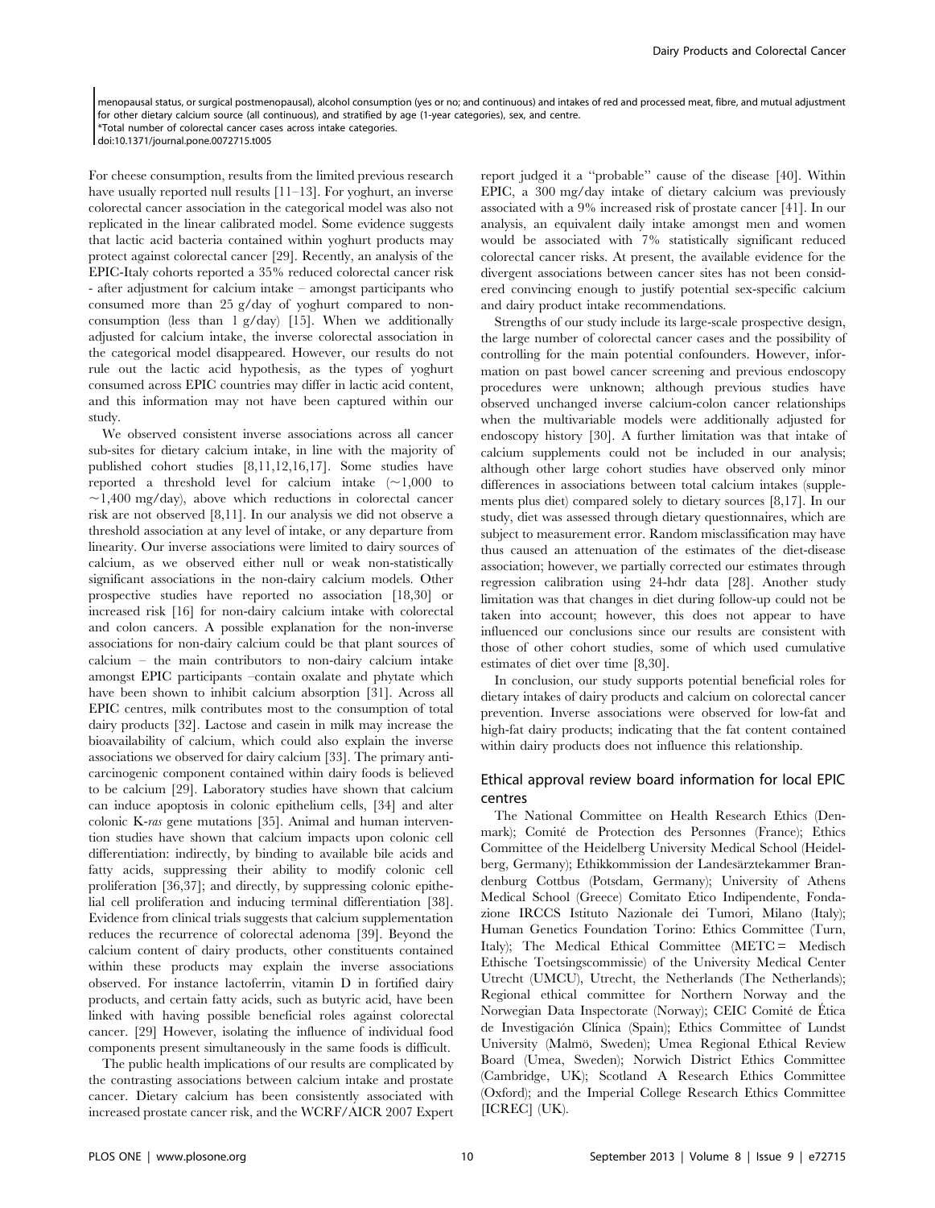menopausal status, or surgical postmenopausal), alcohol consumption (yes or no; and continuous) and intakes of red and processed meat, fibre, and mutual adjustment for other dietary calcium source (all continuous), and stratified by age (1-year categories), sex, and centre.
*Total number of colorectal cancer cases across intake categories.
doi:10.1371/journal.pone.0072715.t005

For cheese consumption, results from the limited previous research have usually reported null results [11–13]. For yoghurt, an inverse colorectal cancer association in the categorical model was also not replicated in the linear calibrated model. Some evidence suggests that lactic acid bacteria contained within yoghurt products may protect against colorectal cancer [29]. Recently, an analysis of the EPIC-Italy cohorts reported a 35% reduced colorectal cancer risk - after adjustment for calcium intake – amongst participants who consumed more than 25 g/day of yoghurt compared to non-consumption (less than 1 g/day) [15]. When we additionally adjusted for calcium intake, the inverse colorectal association in the categorical model disappeared. However, our results do not rule out the lactic acid hypothesis, as the types of yoghurt consumed across EPIC countries may differ in lactic acid content, and this information may not have been captured within our study.

We observed consistent inverse associations across all cancer sub-sites for dietary calcium intake, in line with the majority of published cohort studies [8,11,12,16,17]. Some studies have reported a threshold level for calcium intake (~1,000 to ~1,400 mg/day), above which reductions in colorectal cancer risk are not observed [8,11]. In our analysis we did not observe a threshold association at any level of intake, or any departure from linearity. Our inverse associations were limited to dairy sources of calcium, as we observed either null or weak non-statistically significant associations in the non-dairy calcium models. Other prospective studies have reported no association [18,30] or increased risk [16] for non-dairy calcium intake with colorectal and colon cancers. A possible explanation for the non-inverse associations for non-dairy calcium could be that plant sources of calcium – the main contributors to non-dairy calcium intake amongst EPIC participants –contain oxalate and phytate which have been shown to inhibit calcium absorption [31]. Across all EPIC centres, milk contributes most to the consumption of total dairy products [32]. Lactose and casein in milk may increase the bioavailability of calcium, which could also explain the inverse associations we observed for dairy calcium [33]. The primary anti-carcinogenic component contained within dairy foods is believed to be calcium [29]. Laboratory studies have shown that calcium can induce apoptosis in colonic epithelium cells, [34] and alter colonic K-*ras* gene mutations [35]. Animal and human intervention studies have shown that calcium impacts upon colonic cell differentiation: indirectly, by binding to available bile acids and fatty acids, suppressing their ability to modify colonic cell proliferation [36,37]; and directly, by suppressing colonic epithelial cell proliferation and inducing terminal differentiation [38]. Evidence from clinical trials suggests that calcium supplementation reduces the recurrence of colorectal adenoma [39]. Beyond the calcium content of dairy products, other constituents contained within these products may explain the inverse associations observed. For instance lactoferrin, vitamin D in fortified dairy products, and certain fatty acids, such as butyric acid, have been linked with having possible beneficial roles against colorectal cancer. [29] However, isolating the influence of individual food components present simultaneously in the same foods is difficult.

The public health implications of our results are complicated by the contrasting associations between calcium intake and prostate cancer. Dietary calcium has been consistently associated with increased prostate cancer risk, and the WCRF/AICR 2007 Expert report judged it a "probable" cause of the disease [40]. Within EPIC, a 300 mg/day intake of dietary calcium was previously associated with a 9% increased risk of prostate cancer [41]. In our analysis, an equivalent daily intake amongst men and women would be associated with 7% statistically significant reduced colorectal cancer risks. At present, the available evidence for the divergent associations between cancer sites has not been considered convincing enough to justify potential sex-specific calcium and dairy product intake recommendations.

Strengths of our study include its large-scale prospective design, the large number of colorectal cancer cases and the possibility of controlling for the main potential confounders. However, information on past bowel cancer screening and previous endoscopy procedures were unknown; although previous studies have observed unchanged inverse calcium-colon cancer relationships when the multivariable models were additionally adjusted for endoscopy history [30]. A further limitation was that intake of calcium supplements could not be included in our analysis; although other large cohort studies have observed only minor differences in associations between total calcium intakes (supplements plus diet) compared solely to dietary sources [8,17]. In our study, diet was assessed through dietary questionnaires, which are subject to measurement error. Random misclassification may have thus caused an attenuation of the estimates of the diet-disease association; however, we partially corrected our estimates through regression calibration using 24-hdr data [28]. Another study limitation was that changes in diet during follow-up could not be taken into account; however, this does not appear to have influenced our conclusions since our results are consistent with those of other cohort studies, some of which used cumulative estimates of diet over time [8,30].

In conclusion, our study supports potential beneficial roles for dietary intakes of dairy products and calcium on colorectal cancer prevention. Inverse associations were observed for low-fat and high-fat dairy products; indicating that the fat content contained within dairy products does not influence this relationship.

## Ethical approval review board information for local EPIC centres

The National Committee on Health Research Ethics (Denmark); Comité de Protection des Personnes (France); Ethics Committee of the Heidelberg University Medical School (Heidelberg, Germany); Ethikkommission der Landesärztekammer Brandenburg Cottbus (Potsdam, Germany); University of Athens Medical School (Greece) Comitato Etico Indipendente, Fondazione IRCCS Istituto Nazionale dei Tumori, Milano (Italy); Human Genetics Foundation Torino: Ethics Committee (Turn, Italy); The Medical Ethical Committee (METC = Medisch Ethische Toetsingscommissie) of the University Medical Center Utrecht (UMCU), Utrecht, the Netherlands (The Netherlands); Regional ethical committee for Northern Norway and the Norwegian Data Inspectorate (Norway); CEIC Comité de Ética de Investigación Clínica (Spain); Ethics Committee of Lundst University (Malmö, Sweden); Umea Regional Ethical Review Board (Umea, Sweden); Norwich District Ethics Committee (Cambridge, UK); Scotland A Research Ethics Committee (Oxford); and the Imperial College Research Ethics Committee [ICREC] (UK).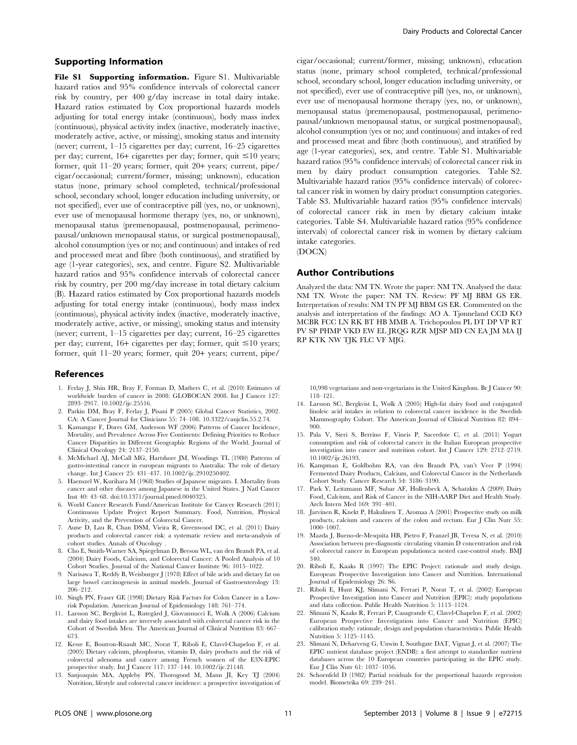## Supporting Information

**File S1 Supporting information.** Figure S1. Multivariable hazard ratios and 95% confidence intervals of colorectal cancer risk by country, per 400 g/day increase in total dairy intake. Hazard ratios estimated by Cox proportional hazards models adjusting for total energy intake (continuous), body mass index (continuous), physical activity index (inactive, moderately inactive, moderately active, active, or missing), smoking status and intensity (never; current, 1–15 cigarettes per day; current, 16–25 cigarettes per day; current, 16+ cigarettes per day; former, quit ≤10 years; former, quit 11–20 years; former, quit 20+ years; current, pipe/cigar/occasional; current/former, missing; unknown), education status (none, primary school completed, technical/professional school, secondary school, longer education including university, or not specified), ever use of contraceptive pill (yes, no, or unknown), ever use of menopausal hormone therapy (yes, no, or unknown), menopausal status (premenopausal, postmenopausal, perimenopausal/unknown menopausal status, or surgical postmenopausal), alcohol consumption (yes or no; and continuous) and intakes of red and processed meat and fibre (both continuous), and stratified by age (1-year categories), sex, and centre. Figure S2. Multivariable hazard ratios and 95% confidence intervals of colorectal cancer risk by country, per 200 mg/day increase in total dietary calcium (B). Hazard ratios estimated by Cox proportional hazards models adjusting for total energy intake (continuous), body mass index (continuous), physical activity index (inactive, moderately inactive, moderately active, active, or missing), smoking status and intensity (never; current, 1–15 cigarettes per day; current, 16–25 cigarettes per day; current, 16+ cigarettes per day; former, quit ≤10 years; former, quit 11–20 years; former, quit 20+ years; current, pipe/cigar/occasional; current/former, missing; unknown), education status (none, primary school completed, technical/professional school, secondary school, longer education including university, or not specified), ever use of contraceptive pill (yes, no, or unknown), ever use of menopausal hormone therapy (yes, no, or unknown), menopausal status (premenopausal, postmenopausal, perimenopausal/unknown menopausal status, or surgical postmenopausal), alcohol consumption (yes or no; and continuous) and intakes of red and processed meat and fibre (both continuous), and stratified by age (1-year categories), sex, and centre. Table S1. Multivariable hazard ratios (95% confidence intervals) of colorectal cancer risk in men by dairy product consumption categories. Table S2. Multivariable hazard ratios (95% confidence intervals) of colorectal cancer risk in women by dairy product consumption categories. Table S3. Multivariable hazard ratios (95% confidence intervals) of colorectal cancer risk in men by dietary calcium intake categories. Table S4. Multivariable hazard ratios (95% confidence intervals) of colorectal cancer risk in women by dietary calcium intake categories.
(DOCX)

## Author Contributions

Analyzed the data: NM TN. Wrote the paper: NM TN. Analysed the data: NM TN. Wrote the paper: NM TN. Review: PF MJ BBM GS ER. Interpretation of results: NM TN PF MJ BBM GS ER. Commented on the analysis and interpretation of the findings: AO A. Tjønneland CCD KO MCBR FCC LN RK BT HB MMB A. Trichopoulou PL DT DP VP RT PV SP PHMP VKD EW EL JRQG RZR MJSP MD CN EA JM MA IJ RP KTK NW TJK FLC VF MJG.

## References

1. Ferlay J, Shin HR, Bray F, Forman D, Mathers C, et al. (2010) Estimates of worldwide burden of cancer in 2008: GLOBOCAN 2008. Int J Cancer 127: 2893–2917. 10.1002/ijc.25516.
2. Parkin DM, Bray F, Ferlay J, Pisani P (2005) Global Cancer Statistics, 2002. CA: A Cancer Journal for Clinicians 55: 74–108. 10.3322/canjclin.55.2.74.
3. Kamangar F, Dores GM, Anderson WF (2006) Patterns of Cancer Incidence, Mortality, and Prevalence Across Five Continents: Defining Priorities to Reduce Cancer Disparities in Different Geographic Regions of the World. Journal of Clinical Oncology 24: 2137–2150.
4. McMichael AJ, McCall MG, Hartshore JM, Woodings TL (1980) Patterns of gastro-intestinal cancer in european migrants to Australia: The role of dietary change. Int J Cancer 25: 431–437. 10.1002/ijc.2910250402.
5. Haenszel W, Kurihara M (1968) Studies of Japanese migrants. I. Mortality from cancer and other diseases among Japanese in the United States. J Natl Cancer Inst 40: 43–68. doi:10.1371/journal.pmed.0040325.
6. World Cancer Research Fund/American Institute for Cancer Research (2011) Continuous Update Project Report Summary. Food, Nutrition, Physical Activity, and the Prevention of Colorectal Cancer.
7. Aune D, Lau R, Chan DSM, Vieira R, Greenwood DC, et al. (2011) Dairy products and colorectal cancer risk: a systematic review and meta-analysis of cohort studies. Annals of Oncology .
8. Cho E, Smith-Warner SA, Spiegelman D, Beeson WL, van den Brandt PA, et al. (2004) Dairy Foods, Calcium, and Colorectal Cancer: A Pooled Analysis of 10 Cohort Studies. Journal of the National Cancer Institute 96: 1015–1022.
9. Narisawa T, Reddy B, Weisburger J (1978) Effect of bile acids and dietary fat on large bowel carcinogenesis in animal models. Journal of Gastroenterology 13: 206–212.
10. Singh PN, Fraser GE (1998) Dietary Risk Factors for Colon Cancer in a Low-risk Population. American Journal of Epidemiology 148: 761–774.
11. Larsson SC, Bergkvist L, Rutegård J, Giovannucci E, Wolk A (2006) Calcium and dairy food intakes are inversely associated with colorectal cancer risk in the Cohort of Swedish Men. The American Journal of Clinical Nutrition 83: 667–673.
12. Kesse E, Boutron-Ruault MC, Norat T, Riboli E, Clavel-Chapelon F, et al. (2005) Dietary calcium, phosphorus, vitamin D, dairy products and the risk of colorectal adenoma and cancer among French women of the E3N-EPIC prospective study. Int J Cancer 117: 137–144. 10.1002/ijc.21148.
13. Sanjoaquin MA, Appleby PN, Thorogood M, Mann JI, Key TJ (2004) Nutrition, lifestyle and colorectal cancer incidence: a prospective investigation of 10,998 vegetarians and non-vegetarians in the United Kingdom. Br J Cancer 90: 118–121.
14. Larsson SC, Bergkvist L, Wolk A (2005) High-fat dairy food and conjugated linoleic acid intakes in relation to colorectal cancer incidence in the Swedish Mammography Cohort. The American Journal of Clinical Nutrition 82: 894–900.
15. Pala V, Sieri S, Berrino F, Vineis P, Sacerdote C, et al. (2011) Yogurt consumption and risk of colorectal cancer in the Italian European prospective investigation into cancer and nutrition cohort. Int J Cancer 129: 2712–2719. 10.1002/ijc.26193.
16. Kampman E, Goldbohm RA, van den Brandt PA, van't Veer P (1994) Fermented Dairy Products, Calcium, and Colorectal Cancer in the Netherlands Cohort Study. Cancer Research 54: 3186–3190.
17. Park Y, Leitzmann MF, Subar AF, Hollenbeck A, Schatzkin A (2009) Dairy Food, Calcium, and Risk of Cancer in the NIH-AARP Diet and Health Study. Arch Intern Med 169: 391–401.
18. Jarvinen R, Knekt P, Hakulinen T, Aromaa A (2001) Prospective study on milk products, calcium and cancers of the colon and rectum. Eur J Clin Nutr 55: 1000–1007.
19. Mazda J, Bueno-de-Mesquita HB, Pietro F, Franzel JB, Teresa N, et al. (2010) Association between pre-diagnostic circulating vitamin D concentration and risk of colorectal cancer in European populations:a nested case-control study. BMJ 340.
20. Riboli E, Kaaks R (1997) The EPIC Project: rationale and study design. European Prospective Investigation into Cancer and Nutrition. International Journal of Epidemiology 26: S6.
21. Riboli E, Hunt KJ, Slimani N, Ferrari P, Norat T, et al. (2002) European Prospective Investigation into Cancer and Nutrition (EPIC): study populations and data collection. Public Health Nutrition 5: 1113–1124.
22. Slimani N, Kaaks R, Ferrari P, Casagrande C, Clavel-Chapelon F, et al. (2002) European Prospective Investigation into Cancer and Nutrition (EPIC) calibration study: rationale, design and population characteristics. Public Health Nutrition 5: 1125–1145.
23. Slimani N, Deharveng G, Unwin I, Southgate DAT, Vignat J, et al. (2007) The EPIC nutrient database project (ENDB): a first attempt to standardize nutrient databases across the 10 European countries participating in the EPIC study. Eur J Clin Nutr 61: 1037–1056.
24. Schoenfeld D (1982) Partial residuals for the proportional hazards regression model. Biometrika 69: 239–241.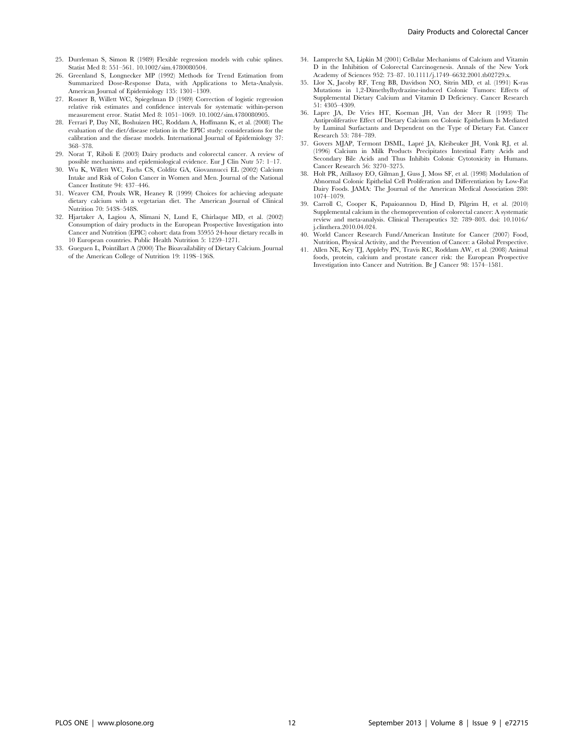25. Durrleman S, Simon R (1989) Flexible regression models with cubic splines. Statist Med 8: 551–561. 10.1002/sim.4780080504.
26. Greenland S, Longnecker MP (1992) Methods for Trend Estimation from Summarized Dose-Response Data, with Applications to Meta-Analysis. American Journal of Epidemiology 135: 1301–1309.
27. Rosner B, Willett WC, Spiegelman D (1989) Correction of logistic regression relative risk estimates and confidence intervals for systematic within-person measurement error. Statist Med 8: 1051–1069. 10.1002/sim.4780080905.
28. Ferrari P, Day NE, Boshuizen HC, Roddam A, Hoffmann K, et al. (2008) The evaluation of the diet/disease relation in the EPIC study: considerations for the calibration and the disease models. International Journal of Epidemiology 37: 368–378.
29. Norat T, Riboli E (2003) Dairy products and colorectal cancer. A review of possible mechanisms and epidemiological evidence. Eur J Clin Nutr 57: 1–17.
30. Wu K, Willett WC, Fuchs CS, Colditz GA, Giovannucci EL (2002) Calcium Intake and Risk of Colon Cancer in Women and Men. Journal of the National Cancer Institute 94: 437–446.
31. Weaver CM, Proulx WR, Heaney R (1999) Choices for achieving adequate dietary calcium with a vegetarian diet. The American Journal of Clinical Nutrition 70: 543S–548S.
32. Hjartaker A, Lagiou A, Slimani N, Lund E, Chirlaque MD, et al. (2002) Consumption of dairy products in the European Prospective Investigation into Cancer and Nutrition (EPIC) cohort: data from 35955 24-hour dietary recalls in 10 European countries. Public Health Nutrition 5: 1259–1271.
33. Gueguen L, Pointillart A (2000) The Bioavailability of Dietary Calcium. Journal of the American College of Nutrition 19: 119S–136S.
34. Lamprecht SA, Lipkin M (2001) Cellular Mechanisms of Calcium and Vitamin D in the Inhibition of Colorectal Carcinogenesis. Annals of the New York Academy of Sciences 952: 73–87. 10.1111/j.1749-6632.2001.tb02729.x.
35. Llor X, Jacoby RF, Teng BB, Davidson NO, Sitrin MD, et al. (1991) K-ras Mutations in 1,2-Dimethylhydrazine-induced Colonic Tumors: Effects of Supplemental Dietary Calcium and Vitamin D Deficiency. Cancer Research 51: 4305–4309.
36. Lapre JA, De Vries HT, Koeman JH, Van der Meer R (1993) The Antiproliferative Effect of Dietary Calcium on Colonic Epithelium Is Mediated by Luminal Surfactants and Dependent on the Type of Dietary Fat. Cancer Research 53: 784–789.
37. Govers MJAP, Termont DSML, Lapré JA, Kleibeuker JH, Vonk RJ, et al. (1996) Calcium in Milk Products Precipitates Intestinal Fatty Acids and Secondary Bile Acids and Thus Inhibits Colonic Cytotoxicity in Humans. Cancer Research 56: 3270–3275.
38. Holt PR, Atillasoy EO, Gilman J, Guss J, Moss SF, et al. (1998) Modulation of Abnormal Colonic Epithelial Cell Proliferation and Differentiation by Low-Fat Dairy Foods. JAMA: The Journal of the American Medical Association 280: 1074–1079.
39. Carroll C, Cooper K, Papaioannou D, Hind D, Pilgrim H, et al. (2010) Supplemental calcium in the chemoprevention of colorectal cancer: A systematic review and meta-analysis. Clinical Therapeutics 32: 789–803. doi: 10.1016/j.clinthera.2010.04.024.
40. World Cancer Research Fund/American Institute for Cancer (2007) Food, Nutrition, Physical Activity, and the Prevention of Cancer: a Global Perspective.
41. Allen NE, Key TJ, Appleby PN, Travis RC, Roddam AW, et al. (2008) Animal foods, protein, calcium and prostate cancer risk: the European Prospective Investigation into Cancer and Nutrition. Br J Cancer 98: 1574–1581.